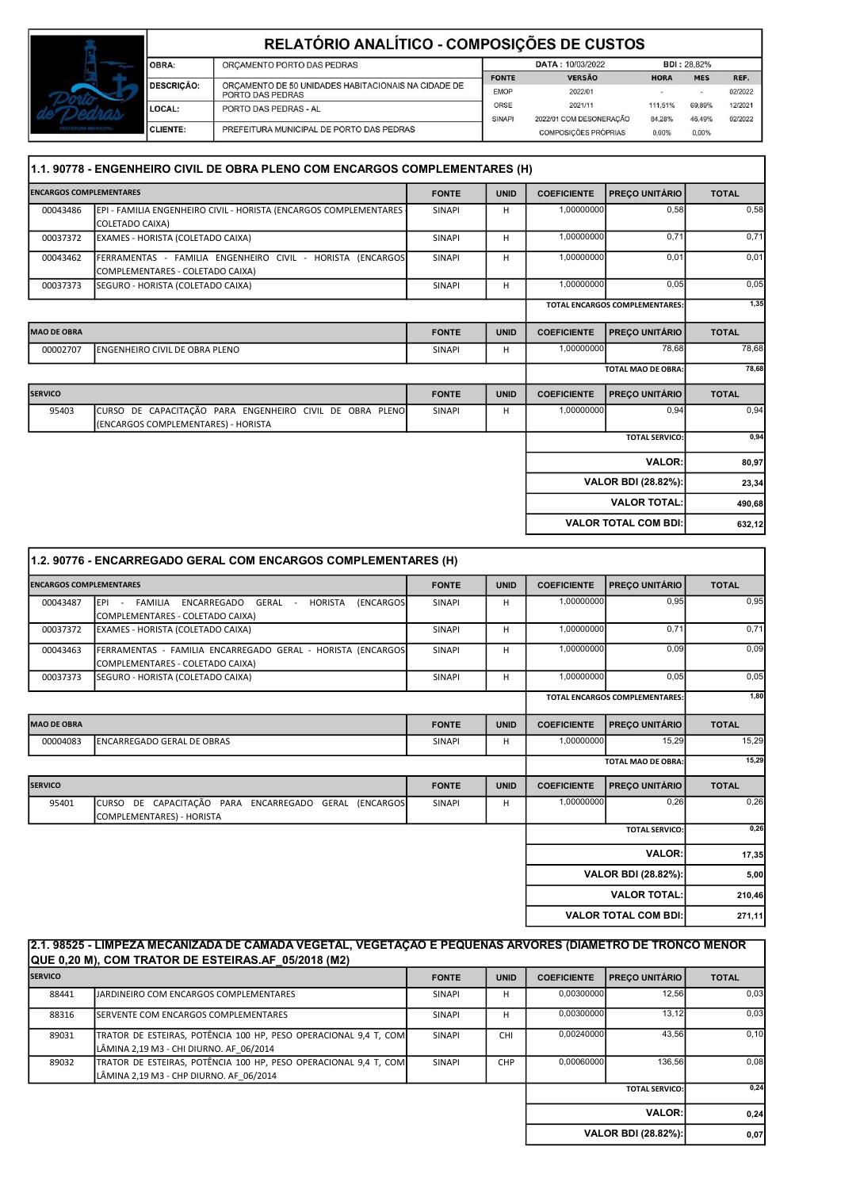# RELATÓRIO ANALÍTICO - COMPOSIÇÕES DE CUSTOS

| | |
|---|---|
| OBRA: | ORÇAMENTO PORTO DAS PEDRAS |
| DESCRIÇÃO: | ORÇAMENTO DE 50 UNIDADES HABITACIONAIS NA CIDADE DE PORTO DAS PEDRAS |
| LOCAL: | PORTO DAS PEDRAS - AL |
| CLIENTE: | PREFEITURA MUNICIPAL DE PORTO DAS PEDRAS |

DATA : 10/03/2022 — BDI : 28,82%

| FONTE | VERSÃO | HORA | MES | REF. |
|---|---|---|---|---|
| EMOP | 2022/01 | - | - | 02/2022 |
| ORSE | 2021/11 | 111,51% | 69,89% | 12/2021 |
| SINAPI | 2022/01 COM DESONERAÇÃO | 84,28% | 46,49% | 02/2022 |
| | COMPOSIÇÕES PRÓPRIAS | 0,00% | 0,00% | |

## 1.1. 90778 - ENGENHEIRO CIVIL DE OBRA PLENO COM ENCARGOS COMPLEMENTARES (H)

| ENCARGOS COMPLEMENTARES | | FONTE | UNID | COEFICIENTE | PREÇO UNITÁRIO | TOTAL |
|---|---|---|---|---|---|---|
| 00043486 | EPI - FAMILIA ENGENHEIRO CIVIL - HORISTA (ENCARGOS COMPLEMENTARES COLETADO CAIXA) | SINAPI | H | 1,00000000 | 0,58 | 0,58 |
| 00037372 | EXAMES - HORISTA (COLETADO CAIXA) | SINAPI | H | 1,00000000 | 0,71 | 0,71 |
| 00043462 | FERRAMENTAS - FAMILIA ENGENHEIRO CIVIL - HORISTA (ENCARGOS COMPLEMENTARES - COLETADO CAIXA) | SINAPI | H | 1,00000000 | 0,01 | 0,01 |
| 00037373 | SEGURO - HORISTA (COLETADO CAIXA) | SINAPI | H | 1,00000000 | 0,05 | 0,05 |
| | | | | | TOTAL ENCARGOS COMPLEMENTARES: | 1,35 |

| MAO DE OBRA | | FONTE | UNID | COEFICIENTE | PREÇO UNITÁRIO | TOTAL |
|---|---|---|---|---|---|---|
| 00002707 | ENGENHEIRO CIVIL DE OBRA PLENO | SINAPI | H | 1,00000000 | 78,68 | 78,68 |
| | | | | | TOTAL MAO DE OBRA: | 78,68 |

| SERVICO | | FONTE | UNID | COEFICIENTE | PREÇO UNITÁRIO | TOTAL |
|---|---|---|---|---|---|---|
| 95403 | CURSO DE CAPACITAÇÃO PARA ENGENHEIRO CIVIL DE OBRA PLENO (ENCARGOS COMPLEMENTARES) - HORISTA | SINAPI | H | 1,00000000 | 0,94 | 0,94 |
| | | | | | TOTAL SERVICO: | 0,94 |

| | |
|---|---|
| VALOR: | 80,97 |
| VALOR BDI (28.82%): | 23,34 |
| VALOR TOTAL: | 490,68 |
| VALOR TOTAL COM BDI: | 632,12 |

## 1.2. 90776 - ENCARREGADO GERAL COM ENCARGOS COMPLEMENTARES (H)

| ENCARGOS COMPLEMENTARES | | FONTE | UNID | COEFICIENTE | PREÇO UNITÁRIO | TOTAL |
|---|---|---|---|---|---|---|
| 00043487 | EPI - FAMILIA ENCARREGADO GERAL - HORISTA (ENCARGOS COMPLEMENTARES - COLETADO CAIXA) | SINAPI | H | 1,00000000 | 0,95 | 0,95 |
| 00037372 | EXAMES - HORISTA (COLETADO CAIXA) | SINAPI | H | 1,00000000 | 0,71 | 0,71 |
| 00043463 | FERRAMENTAS - FAMILIA ENCARREGADO GERAL - HORISTA (ENCARGOS COMPLEMENTARES - COLETADO CAIXA) | SINAPI | H | 1,00000000 | 0,09 | 0,09 |
| 00037373 | SEGURO - HORISTA (COLETADO CAIXA) | SINAPI | H | 1,00000000 | 0,05 | 0,05 |
| | | | | | TOTAL ENCARGOS COMPLEMENTARES: | 1,80 |

| MAO DE OBRA | | FONTE | UNID | COEFICIENTE | PREÇO UNITÁRIO | TOTAL |
|---|---|---|---|---|---|---|
| 00004083 | ENCARREGADO GERAL DE OBRAS | SINAPI | H | 1,00000000 | 15,29 | 15,29 |
| | | | | | TOTAL MAO DE OBRA: | 15,29 |

| SERVICO | | FONTE | UNID | COEFICIENTE | PREÇO UNITÁRIO | TOTAL |
|---|---|---|---|---|---|---|
| 95401 | CURSO DE CAPACITAÇÃO PARA ENCARREGADO GERAL (ENCARGOS COMPLEMENTARES) - HORISTA | SINAPI | H | 1,00000000 | 0,26 | 0,26 |
| | | | | | TOTAL SERVICO: | 0,26 |

| | |
|---|---|
| VALOR: | 17,35 |
| VALOR BDI (28.82%): | 5,00 |
| VALOR TOTAL: | 210,46 |
| VALOR TOTAL COM BDI: | 271,11 |

## 2.1. 98525 - LIMPEZA MECANIZADA DE CAMADA VEGETAL, VEGETAÇÃO E PEQUENAS ARVORES (DIAMETRO DE TRONCO MENOR QUE 0,20 M), COM TRATOR DE ESTEIRAS.AF_05/2018 (M2)

| SERVICO | | FONTE | UNID | COEFICIENTE | PREÇO UNITÁRIO | TOTAL |
|---|---|---|---|---|---|---|
| 88441 | JARDINEIRO COM ENCARGOS COMPLEMENTARES | SINAPI | H | 0,00300000 | 12,56 | 0,03 |
| 88316 | SERVENTE COM ENCARGOS COMPLEMENTARES | SINAPI | H | 0,00300000 | 13,12 | 0,03 |
| 89031 | TRATOR DE ESTEIRAS, POTÊNCIA 100 HP, PESO OPERACIONAL 9,4 T, COM LÂMINA 2,19 M3 - CHI DIURNO. AF_06/2014 | SINAPI | CHI | 0,00240000 | 43,56 | 0,10 |
| 89032 | TRATOR DE ESTEIRAS, POTÊNCIA 100 HP, PESO OPERACIONAL 9,4 T, COM LÂMINA 2,19 M3 - CHP DIURNO. AF_06/2014 | SINAPI | CHP | 0,00060000 | 136,56 | 0,08 |
| | | | | | TOTAL SERVICO: | 0,24 |

| | |
|---|---|
| VALOR: | 0,24 |
| VALOR BDI (28.82%): | 0,07 |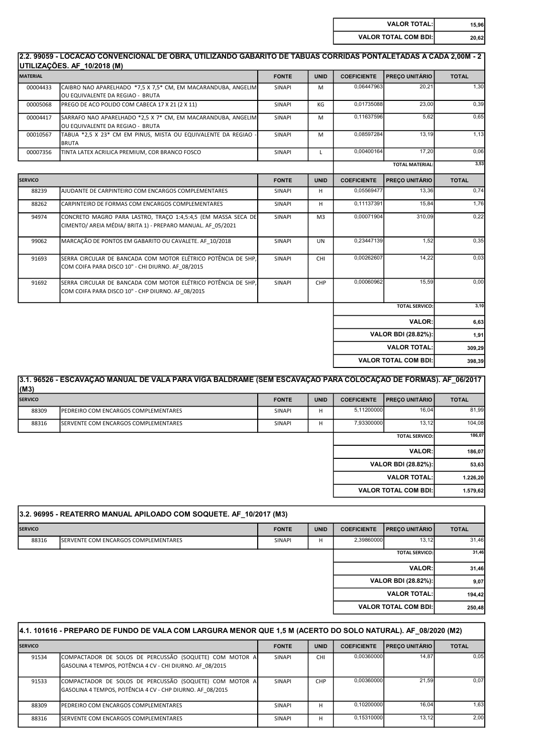| | |
|---|---|
| **VALOR TOTAL:** | **15,96** |
| **VALOR TOTAL COM BDI:** | **20,62** |

## 2.2. 99059 - LOCACAO CONVENCIONAL DE OBRA, UTILIZANDO GABARITO DE TABUAS CORRIDAS PONTALETADAS A CADA 2,00M - 2 UTILIZAÇÕES. AF_10/2018 (M)

| MATERIAL | | FONTE | UNID | COEFICIENTE | PREÇO UNITÁRIO | TOTAL |
|---|---|---|---|---|---|---|
| 00004433 | CAIBRO NAO APARELHADO *7,5 X 7,5* CM, EM MACARANDUBA, ANGELIM OU EQUIVALENTE DA REGIAO - BRUTA | SINAPI | M | 0,06447963 | 20,21 | 1,30 |
| 00005068 | PREGO DE ACO POLIDO COM CABECA 17 X 21 (2 X 11) | SINAPI | KG | 0,01735088 | 23,00 | 0,39 |
| 00004417 | SARRAFO NAO APARELHADO *2,5 X 7* CM, EM MACARANDUBA, ANGELIM OU EQUIVALENTE DA REGIAO - BRUTA | SINAPI | M | 0,11637596 | 5,62 | 0,65 |
| 00010567 | TABUA *2,5 X 23* CM EM PINUS, MISTA OU EQUIVALENTE DA REGIAO - BRUTA | SINAPI | M | 0,08597284 | 13,19 | 1,13 |
| 00007356 | TINTA LATEX ACRILICA PREMIUM, COR BRANCO FOSCO | SINAPI | L | 0,00400164 | 17,20 | 0,06 |
| | | | | | **TOTAL MATERIAL:** | **3,53** |

| SERVICO | | FONTE | UNID | COEFICIENTE | PREÇO UNITÁRIO | TOTAL |
|---|---|---|---|---|---|---|
| 88239 | AJUDANTE DE CARPINTEIRO COM ENCARGOS COMPLEMENTARES | SINAPI | H | 0,05569477 | 13,36 | 0,74 |
| 88262 | CARPINTEIRO DE FORMAS COM ENCARGOS COMPLEMENTARES | SINAPI | H | 0,11137391 | 15,84 | 1,76 |
| 94974 | CONCRETO MAGRO PARA LASTRO, TRAÇO 1:4,5:4,5 (EM MASSA SECA DE CIMENTO/ AREIA MÉDIA/ BRITA 1) - PREPARO MANUAL. AF_05/2021 | SINAPI | M3 | 0,00071904 | 310,09 | 0,22 |
| 99062 | MARCAÇÃO DE PONTOS EM GABARITO OU CAVALETE. AF_10/2018 | SINAPI | UN | 0,23447139 | 1,52 | 0,35 |
| 91693 | SERRA CIRCULAR DE BANCADA COM MOTOR ELÉTRICO POTÊNCIA DE 5HP, COM COIFA PARA DISCO 10" - CHI DIURNO. AF_08/2015 | SINAPI | CHI | 0,00262607 | 14,22 | 0,03 |
| 91692 | SERRA CIRCULAR DE BANCADA COM MOTOR ELÉTRICO POTÊNCIA DE 5HP, COM COIFA PARA DISCO 10" - CHP DIURNO. AF_08/2015 | SINAPI | CHP | 0,00060962 | 15,59 | 0,00 |
| | | | | | **TOTAL SERVICO:** | **3,10** |
| | | | | | **VALOR:** | **6,63** |
| | | | | | **VALOR BDI (28.82%):** | **1,91** |
| | | | | | **VALOR TOTAL:** | **309,29** |
| | | | | | **VALOR TOTAL COM BDI:** | **398,39** |

## 3.1. 96526 - ESCAVAÇÃO MANUAL DE VALA PARA VIGA BALDRAME (SEM ESCAVAÇÃO PARA COLOCAÇÃO DE FORMAS). AF_06/2017 (M3)

| SERVICO | | FONTE | UNID | COEFICIENTE | PREÇO UNITÁRIO | TOTAL |
|---|---|---|---|---|---|---|
| 88309 | PEDREIRO COM ENCARGOS COMPLEMENTARES | SINAPI | H | 5,11200000 | 16,04 | 81,99 |
| 88316 | SERVENTE COM ENCARGOS COMPLEMENTARES | SINAPI | H | 7,93300000 | 13,12 | 104,08 |
| | | | | | **TOTAL SERVICO:** | **186,07** |
| | | | | | **VALOR:** | **186,07** |
| | | | | | **VALOR BDI (28.82%):** | **53,63** |
| | | | | | **VALOR TOTAL:** | **1.226,20** |
| | | | | | **VALOR TOTAL COM BDI:** | **1.579,62** |

## 3.2. 96995 - REATERRO MANUAL APILOADO COM SOQUETE. AF_10/2017 (M3)

| SERVICO | | FONTE | UNID | COEFICIENTE | PREÇO UNITÁRIO | TOTAL |
|---|---|---|---|---|---|---|
| 88316 | SERVENTE COM ENCARGOS COMPLEMENTARES | SINAPI | H | 2,39860000 | 13,12 | 31,46 |
| | | | | | **TOTAL SERVICO:** | **31,46** |
| | | | | | **VALOR:** | **31,46** |
| | | | | | **VALOR BDI (28.82%):** | **9,07** |
| | | | | | **VALOR TOTAL:** | **194,42** |
| | | | | | **VALOR TOTAL COM BDI:** | **250,48** |

## 4.1. 101616 - PREPARO DE FUNDO DE VALA COM LARGURA MENOR QUE 1,5 M (ACERTO DO SOLO NATURAL). AF_08/2020 (M2)

| SERVICO | | FONTE | UNID | COEFICIENTE | PREÇO UNITÁRIO | TOTAL |
|---|---|---|---|---|---|---|
| 91534 | COMPACTADOR DE SOLOS DE PERCUSSÃO (SOQUETE) COM MOTOR A GASOLINA 4 TEMPOS, POTÊNCIA 4 CV - CHI DIURNO. AF_08/2015 | SINAPI | CHI | 0,00360000 | 14,87 | 0,05 |
| 91533 | COMPACTADOR DE SOLOS DE PERCUSSÃO (SOQUETE) COM MOTOR A GASOLINA 4 TEMPOS, POTÊNCIA 4 CV - CHP DIURNO. AF_08/2015 | SINAPI | CHP | 0,00360000 | 21,59 | 0,07 |
| 88309 | PEDREIRO COM ENCARGOS COMPLEMENTARES | SINAPI | H | 0,10200000 | 16,04 | 1,63 |
| 88316 | SERVENTE COM ENCARGOS COMPLEMENTARES | SINAPI | H | 0,15310000 | 13,12 | 2,00 |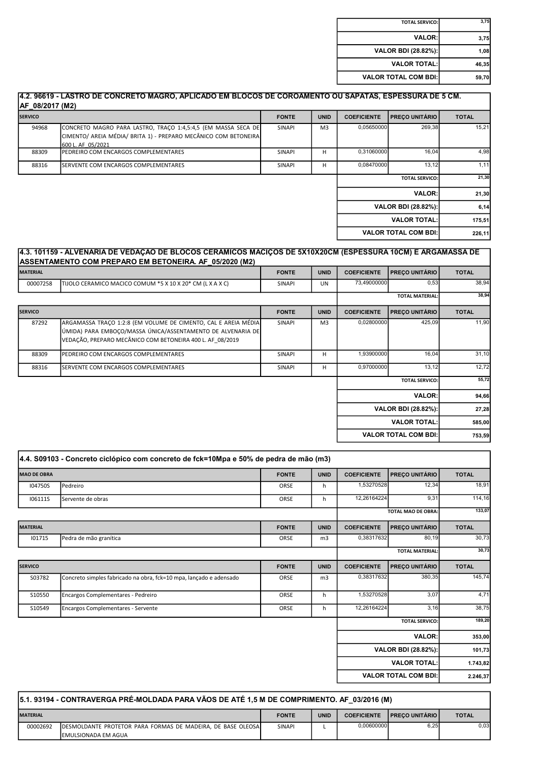| | |
|---|---|
| TOTAL SERVICO: | 3,75 |
| VALOR: | 3,75 |
| VALOR BDI (28.82%): | 1,08 |
| VALOR TOTAL: | 46,35 |
| VALOR TOTAL COM BDI: | 59,70 |

### 4.2. 96619 - LASTRO DE CONCRETO MAGRO, APLICADO EM BLOCOS DE COROAMENTO OU SAPATAS, ESPESSURA DE 5 CM. AF_08/2017 (M2)

| SERVICO | | FONTE | UNID | COEFICIENTE | PREÇO UNITÁRIO | TOTAL |
|---|---|---|---|---|---|---|
| 94968 | CONCRETO MAGRO PARA LASTRO, TRAÇO 1:4,5:4,5 (EM MASSA SECA DE CIMENTO/ AREIA MÉDIA/ BRITA 1) - PREPARO MECÂNICO COM BETONEIRA 600 L. AF_05/2021 | SINAPI | M3 | 0,05650000 | 269,38 | 15,21 |
| 88309 | PEDREIRO COM ENCARGOS COMPLEMENTARES | SINAPI | H | 0,31060000 | 16,04 | 4,98 |
| 88316 | SERVENTE COM ENCARGOS COMPLEMENTARES | SINAPI | H | 0,08470000 | 13,12 | 1,11 |
| | | | | | TOTAL SERVICO: | 21,30 |
| | | | | | VALOR: | 21,30 |
| | | | | | VALOR BDI (28.82%): | 6,14 |
| | | | | | VALOR TOTAL: | 175,51 |
| | | | | | VALOR TOTAL COM BDI: | 226,11 |

### 4.3. 101159 - ALVENARIA DE VEDAÇAO DE BLOCOS CERAMICOS MACIÇOS DE 5X10X20CM (ESPESSURA 10CM) E ARGAMASSA DE ASSENTAMENTO COM PREPARO EM BETONEIRA. AF_05/2020 (M2)

| MATERIAL | | FONTE | UNID | COEFICIENTE | PREÇO UNITÁRIO | TOTAL |
|---|---|---|---|---|---|---|
| 00007258 | TIJOLO CERAMICO MACICO COMUM *5 X 10 X 20* CM (L X A X C) | SINAPI | UN | 73,49000000 | 0,53 | 38,94 |
| | | | | | TOTAL MATERIAL: | 38,94 |
| **SERVICO** | | **FONTE** | **UNID** | **COEFICIENTE** | **PREÇO UNITÁRIO** | **TOTAL** |
| 87292 | ARGAMASSA TRAÇO 1:2:8 (EM VOLUME DE CIMENTO, CAL E AREIA MÉDIA ÚMIDA) PARA EMBOÇO/MASSA ÚNICA/ASSENTAMENTO DE ALVENARIA DE VEDAÇÃO, PREPARO MECÂNICO COM BETONEIRA 400 L. AF_08/2019 | SINAPI | M3 | 0,02800000 | 425,09 | 11,90 |
| 88309 | PEDREIRO COM ENCARGOS COMPLEMENTARES | SINAPI | H | 1,93900000 | 16,04 | 31,10 |
| 88316 | SERVENTE COM ENCARGOS COMPLEMENTARES | SINAPI | H | 0,97000000 | 13,12 | 12,72 |
| | | | | | TOTAL SERVICO: | 55,72 |
| | | | | | VALOR: | 94,66 |
| | | | | | VALOR BDI (28.82%): | 27,28 |
| | | | | | VALOR TOTAL: | 585,00 |
| | | | | | VALOR TOTAL COM BDI: | 753,59 |

### 4.4. S09103 - Concreto ciclópico com concreto de fck=10Mpa e 50% de pedra de mão (m3)

| MAO DE OBRA | | FONTE | UNID | COEFICIENTE | PREÇO UNITÁRIO | TOTAL |
|---|---|---|---|---|---|---|
| I04750S | Pedreiro | ORSE | h | 1,53270528 | 12,34 | 18,91 |
| I06111S | Servente de obras | ORSE | h | 12,26164224 | 9,31 | 114,16 |
| | | | | | TOTAL MAO DE OBRA: | 133,07 |
| **MATERIAL** | | **FONTE** | **UNID** | **COEFICIENTE** | **PREÇO UNITÁRIO** | **TOTAL** |
| I01715 | Pedra de mão granítica | ORSE | m3 | 0,38317632 | 80,19 | 30,73 |
| | | | | | TOTAL MATERIAL: | 30,73 |
| **SERVICO** | | **FONTE** | **UNID** | **COEFICIENTE** | **PREÇO UNITÁRIO** | **TOTAL** |
| S03782 | Concreto simples fabricado na obra, fck=10 mpa, lançado e adensado | ORSE | m3 | 0,38317632 | 380,35 | 145,74 |
| S10550 | Encargos Complementares - Pedreiro | ORSE | h | 1,53270528 | 3,07 | 4,71 |
| S10549 | Encargos Complementares - Servente | ORSE | h | 12,26164224 | 3,16 | 38,75 |
| | | | | | TOTAL SERVICO: | 189,20 |
| | | | | | VALOR: | 353,00 |
| | | | | | VALOR BDI (28.82%): | 101,73 |
| | | | | | VALOR TOTAL: | 1.743,82 |
| | | | | | VALOR TOTAL COM BDI: | 2.246,37 |

### 5.1. 93194 - CONTRAVERGA PRÉ-MOLDADA PARA VÃOS DE ATÉ 1,5 M DE COMPRIMENTO. AF_03/2016 (M)

| MATERIAL | | FONTE | UNID | COEFICIENTE | PREÇO UNITÁRIO | TOTAL |
|---|---|---|---|---|---|---|
| 00002692 | DESMOLDANTE PROTETOR PARA FORMAS DE MADEIRA, DE BASE OLEOSA EMULSIONADA EM AGUA | SINAPI | L | 0,00600000 | 6,25 | 0,03 |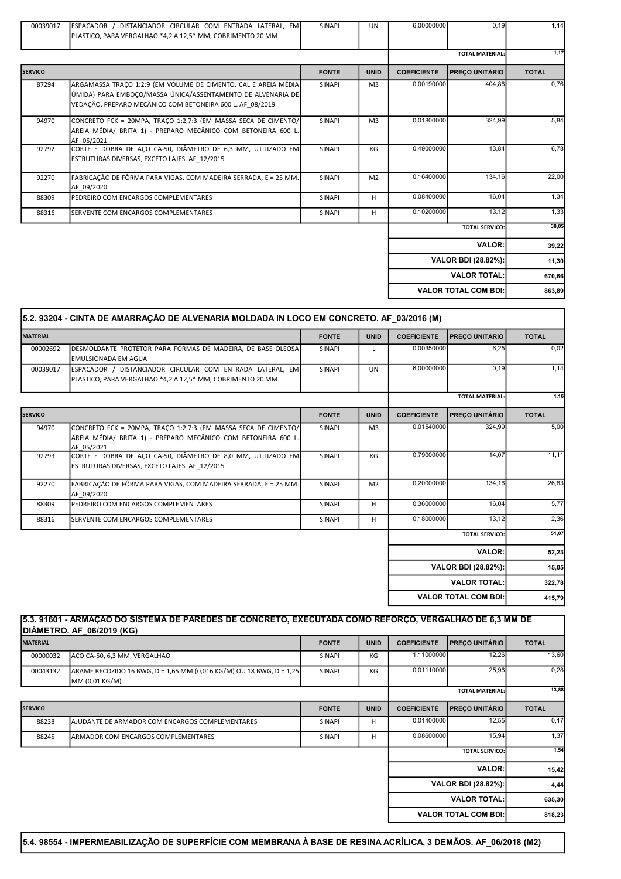| | | | | | | |
|---|---|---|---|---|---|---|
| 00039017 | ESPACADOR / DISTANCIADOR CIRCULAR COM ENTRADA LATERAL, EM PLASTICO, PARA VERGALHAO *4,2 A 12,5* MM, COBRIMENTO 20 MM | SINAPI | UN | 6,00000000 | 0,19 | 1,14 |
| | | | | | TOTAL MATERIAL: | 1,17 |

| SERVICO | | FONTE | UNID | COEFICIENTE | PREÇO UNITÁRIO | TOTAL |
|---|---|---|---|---|---|---|
| 87294 | ARGAMASSA TRAÇO 1:2:9 (EM VOLUME DE CIMENTO, CAL E AREIA MÉDIA ÚMIDA) PARA EMBOÇO/MASSA ÚNICA/ASSENTAMENTO DE ALVENARIA DE VEDAÇÃO, PREPARO MECÂNICO COM BETONEIRA 600 L. AF_08/2019 | SINAPI | M3 | 0,00190000 | 404,86 | 0,76 |
| 94970 | CONCRETO FCK = 20MPA, TRAÇO 1:2,7:3 (EM MASSA SECA DE CIMENTO/ AREIA MÉDIA/ BRITA 1) - PREPARO MECÂNICO COM BETONEIRA 600 L. AF_05/2021 | SINAPI | M3 | 0,01800000 | 324,99 | 5,84 |
| 92792 | CORTE E DOBRA DE AÇO CA-50, DIÂMETRO DE 6,3 MM, UTILIZADO EM ESTRUTURAS DIVERSAS, EXCETO LAJES. AF_12/2015 | SINAPI | KG | 0,49000000 | 13,84 | 6,78 |
| 92270 | FABRICAÇÃO DE FÔRMA PARA VIGAS, COM MADEIRA SERRADA, E = 25 MM. AF_09/2020 | SINAPI | M2 | 0,16400000 | 134,16 | 22,00 |
| 88309 | PEDREIRO COM ENCARGOS COMPLEMENTARES | SINAPI | H | 0,08400000 | 16,04 | 1,34 |
| 88316 | SERVENTE COM ENCARGOS COMPLEMENTARES | SINAPI | H | 0,10200000 | 13,12 | 1,33 |
| | | | | | TOTAL SERVICO: | 38,05 |
| | | | | | **VALOR:** | **39,22** |
| | | | | | **VALOR BDI (28.82%):** | **11,30** |
| | | | | | **VALOR TOTAL:** | **670,66** |
| | | | | | **VALOR TOTAL COM BDI:** | **863,89** |

## 5.2. 93204 - CINTA DE AMARRAÇÃO DE ALVENARIA MOLDADA IN LOCO EM CONCRETO. AF_03/2016 (M)

| MATERIAL | | FONTE | UNID | COEFICIENTE | PREÇO UNITÁRIO | TOTAL |
|---|---|---|---|---|---|---|
| 00002692 | DESMOLDANTE PROTETOR PARA FORMAS DE MADEIRA, DE BASE OLEOSA EMULSIONADA EM AGUA | SINAPI | L | 0,00350000 | 6,25 | 0,02 |
| 00039017 | ESPACADOR / DISTANCIADOR CIRCULAR COM ENTRADA LATERAL, EM PLASTICO, PARA VERGALHAO *4,2 A 12,5* MM, COBRIMENTO 20 MM | SINAPI | UN | 6,00000000 | 0,19 | 1,14 |
| | | | | | TOTAL MATERIAL: | 1,16 |

| SERVICO | | FONTE | UNID | COEFICIENTE | PREÇO UNITÁRIO | TOTAL |
|---|---|---|---|---|---|---|
| 94970 | CONCRETO FCK = 20MPA, TRAÇO 1:2,7:3 (EM MASSA SECA DE CIMENTO/ AREIA MÉDIA/ BRITA 1) - PREPARO MECÂNICO COM BETONEIRA 600 L. AF_05/2021 | SINAPI | M3 | 0,01540000 | 324,99 | 5,00 |
| 92793 | CORTE E DOBRA DE AÇO CA-50, DIÂMETRO DE 8,0 MM, UTILIZADO EM ESTRUTURAS DIVERSAS, EXCETO LAJES. AF_12/2015 | SINAPI | KG | 0,79000000 | 14,07 | 11,11 |
| 92270 | FABRICAÇÃO DE FÔRMA PARA VIGAS, COM MADEIRA SERRADA, E = 25 MM. AF_09/2020 | SINAPI | M2 | 0,20000000 | 134,16 | 26,83 |
| 88309 | PEDREIRO COM ENCARGOS COMPLEMENTARES | SINAPI | H | 0,36000000 | 16,04 | 5,77 |
| 88316 | SERVENTE COM ENCARGOS COMPLEMENTARES | SINAPI | H | 0,18000000 | 13,12 | 2,36 |
| | | | | | TOTAL SERVICO: | 51,07 |
| | | | | | **VALOR:** | **52,23** |
| | | | | | **VALOR BDI (28.82%):** | **15,05** |
| | | | | | **VALOR TOTAL:** | **322,78** |
| | | | | | **VALOR TOTAL COM BDI:** | **415,79** |

## 5.3. 91601 - ARMAÇAO DO SISTEMA DE PAREDES DE CONCRETO, EXECUTADA COMO REFORÇO, VERGALHAO DE 6,3 MM DE DIÂMETRO. AF_06/2019 (KG)

| MATERIAL | | FONTE | UNID | COEFICIENTE | PREÇO UNITÁRIO | TOTAL |
|---|---|---|---|---|---|---|
| 00000032 | ACO CA-50, 6,3 MM, VERGALHAO | SINAPI | KG | 1,11000000 | 12,26 | 13,60 |
| 00043132 | ARAME RECOZIDO 16 BWG, D = 1,65 MM (0,016 KG/M) OU 18 BWG, D = 1,25 MM (0,01 KG/M) | SINAPI | KG | 0,01110000 | 25,96 | 0,28 |
| | | | | | TOTAL MATERIAL: | 13,88 |

| SERVICO | | FONTE | UNID | COEFICIENTE | PREÇO UNITÁRIO | TOTAL |
|---|---|---|---|---|---|---|
| 88238 | AJUDANTE DE ARMADOR COM ENCARGOS COMPLEMENTARES | SINAPI | H | 0,01400000 | 12,55 | 0,17 |
| 88245 | ARMADOR COM ENCARGOS COMPLEMENTARES | SINAPI | H | 0,08600000 | 15,94 | 1,37 |
| | | | | | TOTAL SERVICO: | 1,54 |
| | | | | | **VALOR:** | **15,42** |
| | | | | | **VALOR BDI (28.82%):** | **4,44** |
| | | | | | **VALOR TOTAL:** | **635,30** |
| | | | | | **VALOR TOTAL COM BDI:** | **818,23** |

## 5.4. 98554 - IMPERMEABILIZAÇÃO DE SUPERFÍCIE COM MEMBRANA À BASE DE RESINA ACRÍLICA, 3 DEMÃOS. AF_06/2018 (M2)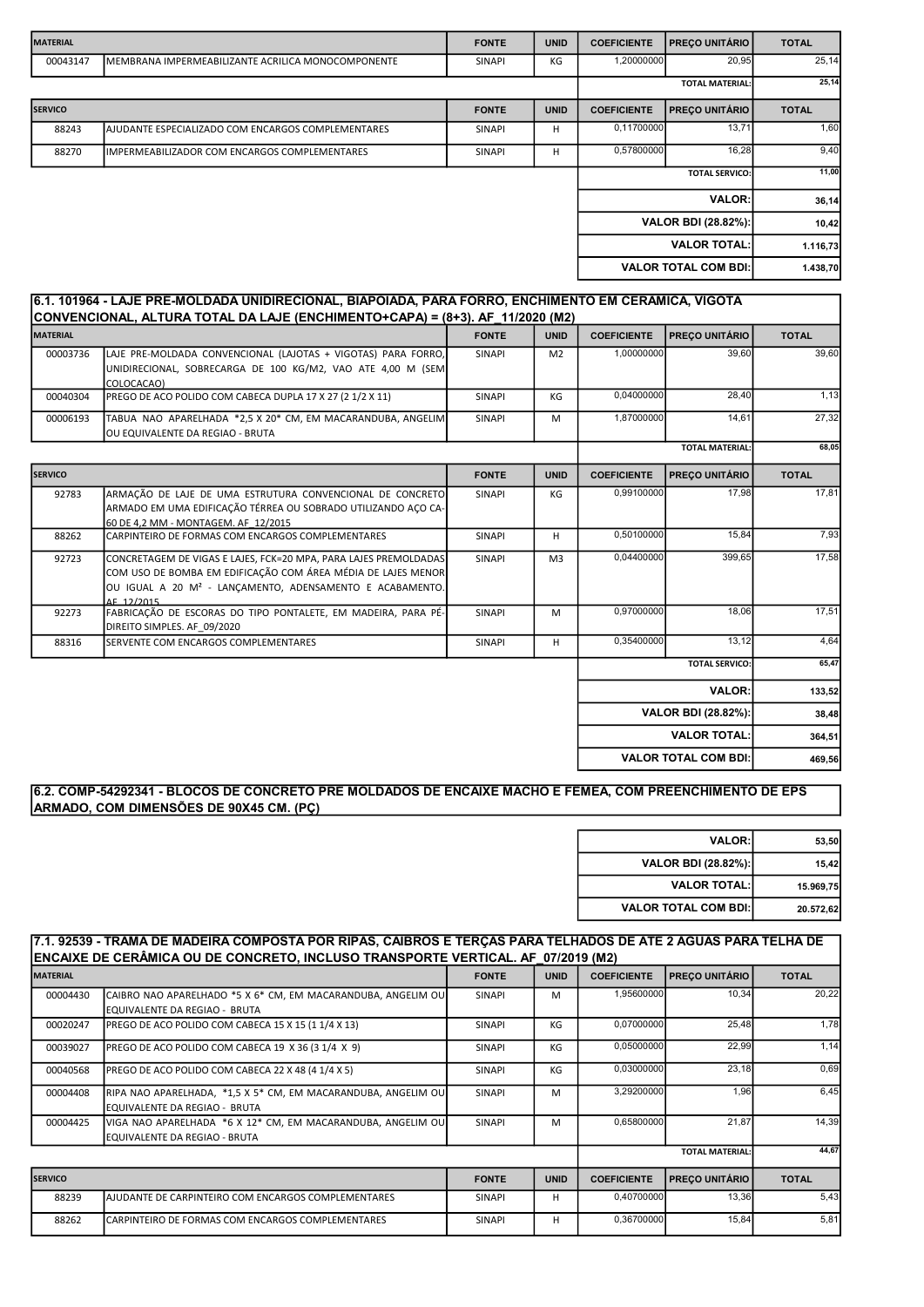| MATERIAL | | FONTE | UNID | COEFICIENTE | PREÇO UNITÁRIO | TOTAL |
|---|---|---|---|---|---|---|
| 00043147 | MEMBRANA IMPERMEABILIZANTE ACRILICA MONOCOMPONENTE | SINAPI | KG | 1,20000000 | 20,95 | 25,14 |
| | | | | | TOTAL MATERIAL: | 25,14 |

| SERVICO | | FONTE | UNID | COEFICIENTE | PREÇO UNITÁRIO | TOTAL |
|---|---|---|---|---|---|---|
| 88243 | AJUDANTE ESPECIALIZADO COM ENCARGOS COMPLEMENTARES | SINAPI | H | 0,11700000 | 13,71 | 1,60 |
| 88270 | IMPERMEABILIZADOR COM ENCARGOS COMPLEMENTARES | SINAPI | H | 0,57800000 | 16,28 | 9,40 |
| | | | | | TOTAL SERVICO: | 11,00 |

| | |
|---|---|
| VALOR: | 36,14 |
| VALOR BDI (28.82%): | 10,42 |
| VALOR TOTAL: | 1.116,73 |
| VALOR TOTAL COM BDI: | 1.438,70 |

## 6.1. 101964 - LAJE PRE-MOLDADA UNIDIRECIONAL, BIAPOIADA, PARA FORRO, ENCHIMENTO EM CERAMICA, VIGOTA CONVENCIONAL, ALTURA TOTAL DA LAJE (ENCHIMENTO+CAPA) = (8+3). AF_11/2020 (M2)

| MATERIAL | | FONTE | UNID | COEFICIENTE | PREÇO UNITÁRIO | TOTAL |
|---|---|---|---|---|---|---|
| 00003736 | LAJE PRE-MOLDADA CONVENCIONAL (LAJOTAS + VIGOTAS) PARA FORRO, UNIDIRECIONAL, SOBRECARGA DE 100 KG/M2, VAO ATE 4,00 M (SEM COLOCACAO) | SINAPI | M2 | 1,00000000 | 39,60 | 39,60 |
| 00040304 | PREGO DE ACO POLIDO COM CABECA DUPLA 17 X 27 (2 1/2 X 11) | SINAPI | KG | 0,04000000 | 28,40 | 1,13 |
| 00006193 | TABUA NAO APARELHADA *2,5 X 20* CM, EM MACARANDUBA, ANGELIM OU EQUIVALENTE DA REGIAO - BRUTA | SINAPI | M | 1,87000000 | 14,61 | 27,32 |
| | | | | | TOTAL MATERIAL: | 68,05 |

| SERVICO | | FONTE | UNID | COEFICIENTE | PREÇO UNITÁRIO | TOTAL |
|---|---|---|---|---|---|---|
| 92783 | ARMAÇÃO DE LAJE DE UMA ESTRUTURA CONVENCIONAL DE CONCRETO ARMADO EM UMA EDIFICAÇÃO TÉRREA OU SOBRADO UTILIZANDO AÇO CA-60 DE 4,2 MM - MONTAGEM. AF_12/2015 | SINAPI | KG | 0,99100000 | 17,98 | 17,81 |
| 88262 | CARPINTEIRO DE FORMAS COM ENCARGOS COMPLEMENTARES | SINAPI | H | 0,50100000 | 15,84 | 7,93 |
| 92723 | CONCRETAGEM DE VIGAS E LAJES, FCK=20 MPA, PARA LAJES PREMOLDADAS COM USO DE BOMBA EM EDIFICAÇÃO COM ÁREA MÉDIA DE LAJES MENOR OU IGUAL A 20 M² - LANÇAMENTO, ADENSAMENTO E ACABAMENTO. AF_12/2015 | SINAPI | M3 | 0,04400000 | 399,65 | 17,58 |
| 92273 | FABRICAÇÃO DE ESCORAS DO TIPO PONTALETE, EM MADEIRA, PARA PÉ-DIREITO SIMPLES. AF_09/2020 | SINAPI | M | 0,97000000 | 18,06 | 17,51 |
| 88316 | SERVENTE COM ENCARGOS COMPLEMENTARES | SINAPI | H | 0,35400000 | 13,12 | 4,64 |
| | | | | | TOTAL SERVICO: | 65,47 |

| | |
|---|---|
| VALOR: | 133,52 |
| VALOR BDI (28.82%): | 38,48 |
| VALOR TOTAL: | 364,51 |
| VALOR TOTAL COM BDI: | 469,56 |

## 6.2. COMP-54292341 - BLOCOS DE CONCRETO PRE MOLDADOS DE ENCAIXE MACHO E FEMEA, COM PREENCHIMENTO DE EPS ARMADO, COM DIMENSÕES DE 90X45 CM. (PÇ)

| | |
|---|---|
| VALOR: | 53,50 |
| VALOR BDI (28.82%): | 15,42 |
| VALOR TOTAL: | 15.969,75 |
| VALOR TOTAL COM BDI: | 20.572,62 |

## 7.1. 92539 - TRAMA DE MADEIRA COMPOSTA POR RIPAS, CAIBROS E TERÇAS PARA TELHADOS DE ATE 2 AGUAS PARA TELHA DE ENCAIXE DE CERÂMICA OU DE CONCRETO, INCLUSO TRANSPORTE VERTICAL. AF_07/2019 (M2)

| MATERIAL | | FONTE | UNID | COEFICIENTE | PREÇO UNITÁRIO | TOTAL |
|---|---|---|---|---|---|---|
| 00004430 | CAIBRO NAO APARELHADO *5 X 6* CM, EM MACARANDUBA, ANGELIM OU EQUIVALENTE DA REGIAO - BRUTA | SINAPI | M | 1,95600000 | 10,34 | 20,22 |
| 00020247 | PREGO DE ACO POLIDO COM CABECA 15 X 15 (1 1/4 X 13) | SINAPI | KG | 0,07000000 | 25,48 | 1,78 |
| 00039027 | PREGO DE ACO POLIDO COM CABECA 19 X 36 (3 1/4 X 9) | SINAPI | KG | 0,05000000 | 22,99 | 1,14 |
| 00040568 | PREGO DE ACO POLIDO COM CABECA 22 X 48 (4 1/4 X 5) | SINAPI | KG | 0,03000000 | 23,18 | 0,69 |
| 00004408 | RIPA NAO APARELHADA, *1,5 X 5* CM, EM MACARANDUBA, ANGELIM OU EQUIVALENTE DA REGIAO - BRUTA | SINAPI | M | 3,29200000 | 1,96 | 6,45 |
| 00004425 | VIGA NAO APARELHADA *6 X 12* CM, EM MACARANDUBA, ANGELIM OU EQUIVALENTE DA REGIAO - BRUTA | SINAPI | M | 0,65800000 | 21,87 | 14,39 |
| | | | | | TOTAL MATERIAL: | 44,67 |

| SERVICO | | FONTE | UNID | COEFICIENTE | PREÇO UNITÁRIO | TOTAL |
|---|---|---|---|---|---|---|
| 88239 | AJUDANTE DE CARPINTEIRO COM ENCARGOS COMPLEMENTARES | SINAPI | H | 0,40700000 | 13,36 | 5,43 |
| 88262 | CARPINTEIRO DE FORMAS COM ENCARGOS COMPLEMENTARES | SINAPI | H | 0,36700000 | 15,84 | 5,81 |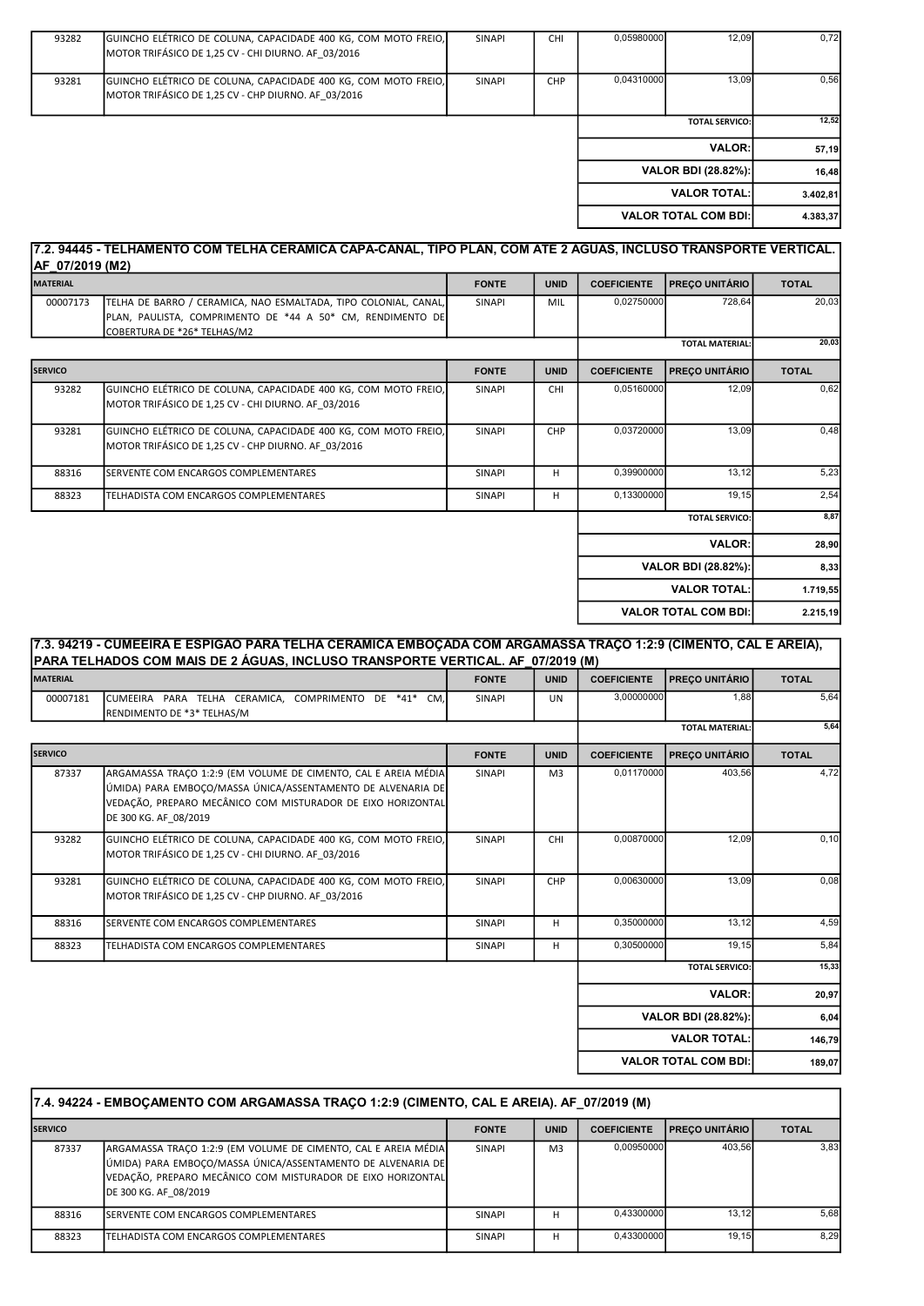| | | | | | | |
|---|---|---|---|---|---|---|
| 93282 | GUINCHO ELÉTRICO DE COLUNA, CAPACIDADE 400 KG, COM MOTO FREIO, MOTOR TRIFÁSICO DE 1,25 CV - CHI DIURNO. AF_03/2016 | SINAPI | CHI | 0,05980000 | 12,09 | 0,72 |
| 93281 | GUINCHO ELÉTRICO DE COLUNA, CAPACIDADE 400 KG, COM MOTO FREIO, MOTOR TRIFÁSICO DE 1,25 CV - CHP DIURNO. AF_03/2016 | SINAPI | CHP | 0,04310000 | 13,09 | 0,56 |
| | | | | | **TOTAL SERVICO:** | 12,52 |
| | | | | | **VALOR:** | 57,19 |
| | | | | | **VALOR BDI (28.82%):** | 16,48 |
| | | | | | **VALOR TOTAL:** | 3.402,81 |
| | | | | | **VALOR TOTAL COM BDI:** | 4.383,37 |

## 7.2. 94445 - TELHAMENTO COM TELHA CERÂMICA CAPA-CANAL, TIPO PLAN, COM ATÉ 2 ÁGUAS, INCLUSO TRANSPORTE VERTICAL. AF_07/2019 (M2)

| MATERIAL | | FONTE | UNID | COEFICIENTE | PREÇO UNITÁRIO | TOTAL |
|---|---|---|---|---|---|---|
| 00007173 | TELHA DE BARRO / CERAMICA, NAO ESMALTADA, TIPO COLONIAL, CANAL, PLAN, PAULISTA, COMPRIMENTO DE *44 A 50* CM, RENDIMENTO DE COBERTURA DE *26* TELHAS/M2 | SINAPI | MIL | 0,02750000 | 728,64 | 20,03 |
| | | | | | **TOTAL MATERIAL:** | 20,03 |

| SERVICO | | FONTE | UNID | COEFICIENTE | PREÇO UNITÁRIO | TOTAL |
|---|---|---|---|---|---|---|
| 93282 | GUINCHO ELÉTRICO DE COLUNA, CAPACIDADE 400 KG, COM MOTO FREIO, MOTOR TRIFÁSICO DE 1,25 CV - CHI DIURNO. AF_03/2016 | SINAPI | CHI | 0,05160000 | 12,09 | 0,62 |
| 93281 | GUINCHO ELÉTRICO DE COLUNA, CAPACIDADE 400 KG, COM MOTO FREIO, MOTOR TRIFÁSICO DE 1,25 CV - CHP DIURNO. AF_03/2016 | SINAPI | CHP | 0,03720000 | 13,09 | 0,48 |
| 88316 | SERVENTE COM ENCARGOS COMPLEMENTARES | SINAPI | H | 0,39900000 | 13,12 | 5,23 |
| 88323 | TELHADISTA COM ENCARGOS COMPLEMENTARES | SINAPI | H | 0,13300000 | 19,15 | 2,54 |
| | | | | | **TOTAL SERVICO:** | 8,87 |
| | | | | | **VALOR:** | 28,90 |
| | | | | | **VALOR BDI (28.82%):** | 8,33 |
| | | | | | **VALOR TOTAL:** | 1.719,55 |
| | | | | | **VALOR TOTAL COM BDI:** | 2.215,19 |

## 7.3. 94219 - CUMEEIRA E ESPIGÃO PARA TELHA CERÂMICA EMBOÇADA COM ARGAMASSA TRAÇO 1:2:9 (CIMENTO, CAL E AREIA), PARA TELHADOS COM MAIS DE 2 ÁGUAS, INCLUSO TRANSPORTE VERTICAL. AF_07/2019 (M)

| MATERIAL | | FONTE | UNID | COEFICIENTE | PREÇO UNITÁRIO | TOTAL |
|---|---|---|---|---|---|---|
| 00007181 | CUMEEIRA PARA TELHA CERAMICA, COMPRIMENTO DE *41* CM, RENDIMENTO DE *3* TELHAS/M | SINAPI | UN | 3,00000000 | 1,88 | 5,64 |
| | | | | | **TOTAL MATERIAL:** | 5,64 |

| SERVICO | | FONTE | UNID | COEFICIENTE | PREÇO UNITÁRIO | TOTAL |
|---|---|---|---|---|---|---|
| 87337 | ARGAMASSA TRAÇO 1:2:9 (EM VOLUME DE CIMENTO, CAL E AREIA MÉDIA ÚMIDA) PARA EMBOÇO/MASSA ÚNICA/ASSENTAMENTO DE ALVENARIA DE VEDAÇÃO, PREPARO MECÂNICO COM MISTURADOR DE EIXO HORIZONTAL DE 300 KG. AF_08/2019 | SINAPI | M3 | 0,01170000 | 403,56 | 4,72 |
| 93282 | GUINCHO ELÉTRICO DE COLUNA, CAPACIDADE 400 KG, COM MOTO FREIO, MOTOR TRIFÁSICO DE 1,25 CV - CHI DIURNO. AF_03/2016 | SINAPI | CHI | 0,00870000 | 12,09 | 0,10 |
| 93281 | GUINCHO ELÉTRICO DE COLUNA, CAPACIDADE 400 KG, COM MOTO FREIO, MOTOR TRIFÁSICO DE 1,25 CV - CHP DIURNO. AF_03/2016 | SINAPI | CHP | 0,00630000 | 13,09 | 0,08 |
| 88316 | SERVENTE COM ENCARGOS COMPLEMENTARES | SINAPI | H | 0,35000000 | 13,12 | 4,59 |
| 88323 | TELHADISTA COM ENCARGOS COMPLEMENTARES | SINAPI | H | 0,30500000 | 19,15 | 5,84 |
| | | | | | **TOTAL SERVICO:** | 15,33 |
| | | | | | **VALOR:** | 20,97 |
| | | | | | **VALOR BDI (28.82%):** | 6,04 |
| | | | | | **VALOR TOTAL:** | 146,79 |
| | | | | | **VALOR TOTAL COM BDI:** | 189,07 |

## 7.4. 94224 - EMBOÇAMENTO COM ARGAMASSA TRAÇO 1:2:9 (CIMENTO, CAL E AREIA). AF_07/2019 (M)

| SERVICO | | FONTE | UNID | COEFICIENTE | PREÇO UNITÁRIO | TOTAL |
|---|---|---|---|---|---|---|
| 87337 | ARGAMASSA TRAÇO 1:2:9 (EM VOLUME DE CIMENTO, CAL E AREIA MÉDIA ÚMIDA) PARA EMBOÇO/MASSA ÚNICA/ASSENTAMENTO DE ALVENARIA DE VEDAÇÃO, PREPARO MECÂNICO COM MISTURADOR DE EIXO HORIZONTAL DE 300 KG. AF_08/2019 | SINAPI | M3 | 0,00950000 | 403,56 | 3,83 |
| 88316 | SERVENTE COM ENCARGOS COMPLEMENTARES | SINAPI | H | 0,43300000 | 13,12 | 5,68 |
| 88323 | TELHADISTA COM ENCARGOS COMPLEMENTARES | SINAPI | H | 0,43300000 | 19,15 | 8,29 |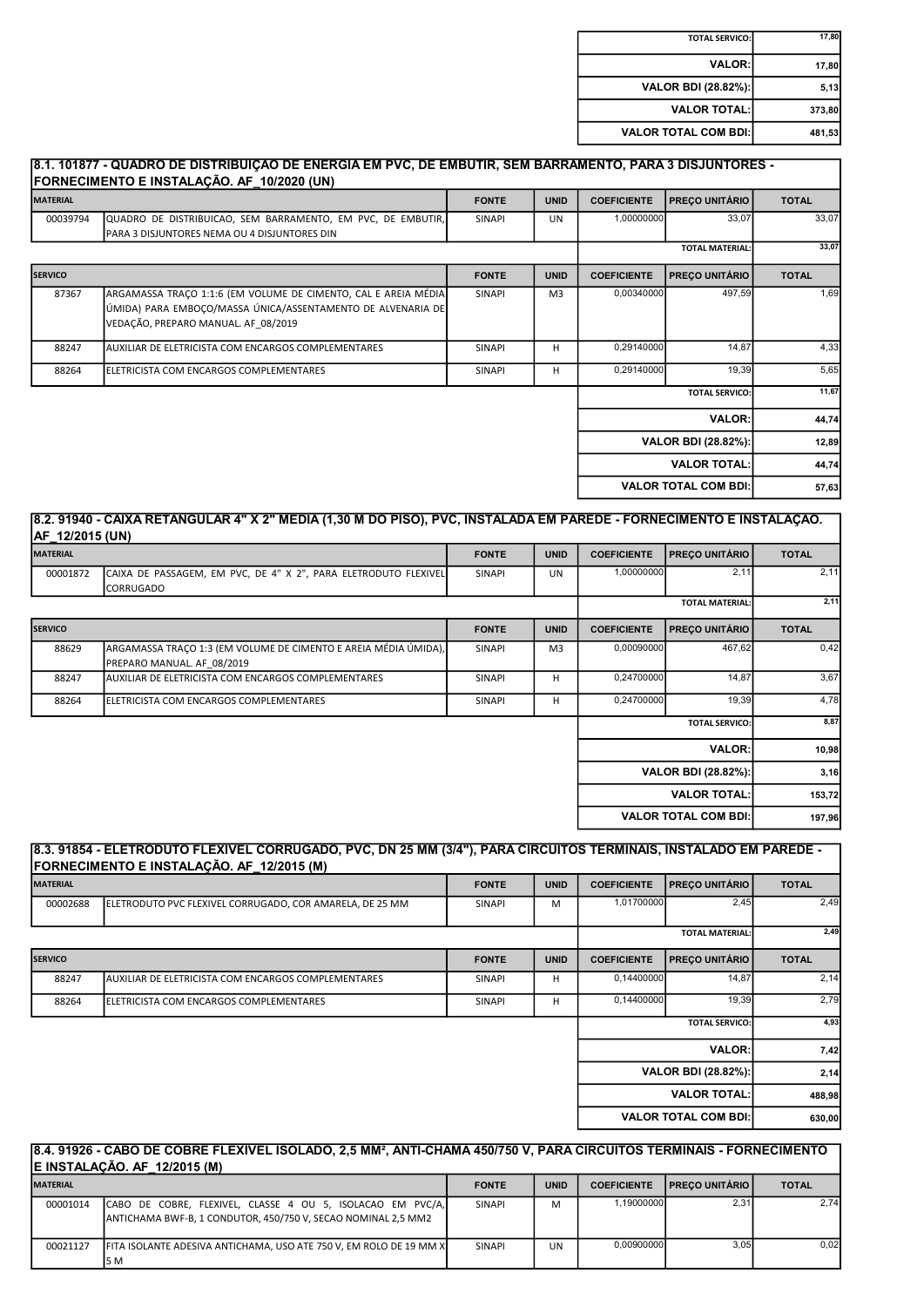| | |
|---|---|
| TOTAL SERVICO: | 17,80 |
| VALOR: | 17,80 |
| VALOR BDI (28.82%): | 5,13 |
| VALOR TOTAL: | 373,80 |
| VALOR TOTAL COM BDI: | 481,53 |

### 8.1. 101877 - QUADRO DE DISTRIBUIÇÃO DE ENERGIA EM PVC, DE EMBUTIR, SEM BARRAMENTO, PARA 3 DISJUNTORES - FORNECIMENTO E INSTALAÇÃO. AF_10/2020 (UN)

| MATERIAL | | FONTE | UNID | COEFICIENTE | PREÇO UNITÁRIO | TOTAL |
|---|---|---|---|---|---|---|
| 00039794 | QUADRO DE DISTRIBUICAO, SEM BARRAMENTO, EM PVC, DE EMBUTIR, PARA 3 DISJUNTORES NEMA OU 4 DISJUNTORES DIN | SINAPI | UN | 1,00000000 | 33,07 | 33,07 |
| | | | | | TOTAL MATERIAL: | 33,07 |

| SERVICO | | FONTE | UNID | COEFICIENTE | PREÇO UNITÁRIO | TOTAL |
|---|---|---|---|---|---|---|
| 87367 | ARGAMASSA TRAÇO 1:1:6 (EM VOLUME DE CIMENTO, CAL E AREIA MÉDIA ÚMIDA) PARA EMBOÇO/MASSA ÚNICA/ASSENTAMENTO DE ALVENARIA DE VEDAÇÃO, PREPARO MANUAL. AF_08/2019 | SINAPI | M3 | 0,00340000 | 497,59 | 1,69 |
| 88247 | AUXILIAR DE ELETRICISTA COM ENCARGOS COMPLEMENTARES | SINAPI | H | 0,29140000 | 14,87 | 4,33 |
| 88264 | ELETRICISTA COM ENCARGOS COMPLEMENTARES | SINAPI | H | 0,29140000 | 19,39 | 5,65 |
| | | | | | TOTAL SERVICO: | 11,67 |
| | | | | | VALOR: | 44,74 |
| | | | | | VALOR BDI (28.82%): | 12,89 |
| | | | | | VALOR TOTAL: | 44,74 |
| | | | | | VALOR TOTAL COM BDI: | 57,63 |

### 8.2. 91940 - CAIXA RETANGULAR 4" X 2" MEDIA (1,30 M DO PISO), PVC, INSTALADA EM PAREDE - FORNECIMENTO E INSTALAÇÃO. AF_12/2015 (UN)

| MATERIAL | | FONTE | UNID | COEFICIENTE | PREÇO UNITÁRIO | TOTAL |
|---|---|---|---|---|---|---|
| 00001872 | CAIXA DE PASSAGEM, EM PVC, DE 4" X 2", PARA ELETRODUTO FLEXIVEL CORRUGADO | SINAPI | UN | 1,00000000 | 2,11 | 2,11 |
| | | | | | TOTAL MATERIAL: | 2,11 |

| SERVICO | | FONTE | UNID | COEFICIENTE | PREÇO UNITÁRIO | TOTAL |
|---|---|---|---|---|---|---|
| 88629 | ARGAMASSA TRAÇO 1:3 (EM VOLUME DE CIMENTO E AREIA MÉDIA ÚMIDA), PREPARO MANUAL. AF_08/2019 | SINAPI | M3 | 0,00090000 | 467,62 | 0,42 |
| 88247 | AUXILIAR DE ELETRICISTA COM ENCARGOS COMPLEMENTARES | SINAPI | H | 0,24700000 | 14,87 | 3,67 |
| 88264 | ELETRICISTA COM ENCARGOS COMPLEMENTARES | SINAPI | H | 0,24700000 | 19,39 | 4,78 |
| | | | | | TOTAL SERVICO: | 8,87 |
| | | | | | VALOR: | 10,98 |
| | | | | | VALOR BDI (28.82%): | 3,16 |
| | | | | | VALOR TOTAL: | 153,72 |
| | | | | | VALOR TOTAL COM BDI: | 197,96 |

### 8.3. 91854 - ELETRODUTO FLEXÍVEL CORRUGADO, PVC, DN 25 MM (3/4"), PARA CIRCUITOS TERMINAIS, INSTALADO EM PAREDE - FORNECIMENTO E INSTALAÇÃO. AF_12/2015 (M)

| MATERIAL | | FONTE | UNID | COEFICIENTE | PREÇO UNITÁRIO | TOTAL |
|---|---|---|---|---|---|---|
| 00002688 | ELETRODUTO PVC FLEXIVEL CORRUGADO, COR AMARELA, DE 25 MM | SINAPI | M | 1,01700000 | 2,45 | 2,49 |
| | | | | | TOTAL MATERIAL: | 2,49 |

| SERVICO | | FONTE | UNID | COEFICIENTE | PREÇO UNITÁRIO | TOTAL |
|---|---|---|---|---|---|---|
| 88247 | AUXILIAR DE ELETRICISTA COM ENCARGOS COMPLEMENTARES | SINAPI | H | 0,14400000 | 14,87 | 2,14 |
| 88264 | ELETRICISTA COM ENCARGOS COMPLEMENTARES | SINAPI | H | 0,14400000 | 19,39 | 2,79 |
| | | | | | TOTAL SERVICO: | 4,93 |
| | | | | | VALOR: | 7,42 |
| | | | | | VALOR BDI (28.82%): | 2,14 |
| | | | | | VALOR TOTAL: | 488,98 |
| | | | | | VALOR TOTAL COM BDI: | 630,00 |

### 8.4. 91926 - CABO DE COBRE FLEXÍVEL ISOLADO, 2,5 MM², ANTI-CHAMA 450/750 V, PARA CIRCUITOS TERMINAIS - FORNECIMENTO E INSTALAÇÃO. AF_12/2015 (M)

| MATERIAL | | FONTE | UNID | COEFICIENTE | PREÇO UNITÁRIO | TOTAL |
|---|---|---|---|---|---|---|
| 00001014 | CABO DE COBRE, FLEXIVEL, CLASSE 4 OU 5, ISOLACAO EM PVC/A, ANTICHAMA BWF-B, 1 CONDUTOR, 450/750 V, SECAO NOMINAL 2,5 MM2 | SINAPI | M | 1,19000000 | 2,31 | 2,74 |
| 00021127 | FITA ISOLANTE ADESIVA ANTICHAMA, USO ATE 750 V, EM ROLO DE 19 MM X 5 M | SINAPI | UN | 0,00900000 | 3,05 | 0,02 |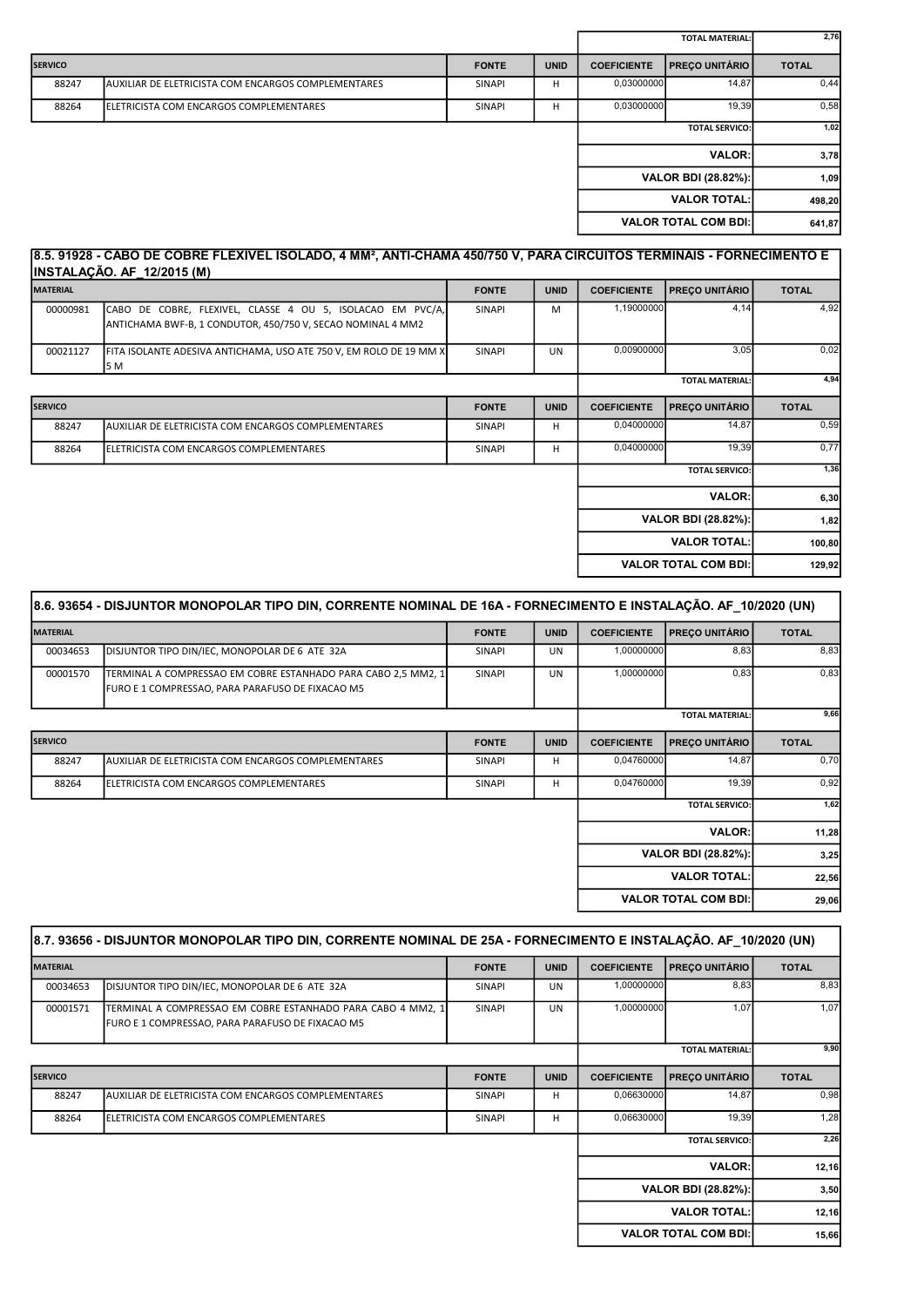| | | | | | |
|---|---|---|---|---|---|
| | | | | TOTAL MATERIAL: | 2,76 |

| SERVICO | | FONTE | UNID | COEFICIENTE | PREÇO UNITÁRIO | TOTAL |
|---|---|---|---|---|---|---|
| 88247 | AUXILIAR DE ELETRICISTA COM ENCARGOS COMPLEMENTARES | SINAPI | H | 0,03000000 | 14,87 | 0,44 |
| 88264 | ELETRICISTA COM ENCARGOS COMPLEMENTARES | SINAPI | H | 0,03000000 | 19,39 | 0,58 |
| | | | | | TOTAL SERVICO: | 1,02 |
| | | | | | VALOR: | 3,78 |
| | | | | | VALOR BDI (28.82%): | 1,09 |
| | | | | | VALOR TOTAL: | 498,20 |
| | | | | | VALOR TOTAL COM BDI: | 641,87 |

## 8.5. 91928 - CABO DE COBRE FLEXÍVEL ISOLADO, 4 MM², ANTI-CHAMA 450/750 V, PARA CIRCUITOS TERMINAIS - FORNECIMENTO E INSTALAÇÃO. AF_12/2015 (M)

| MATERIAL | | FONTE | UNID | COEFICIENTE | PREÇO UNITÁRIO | TOTAL |
|---|---|---|---|---|---|---|
| 00000981 | CABO DE COBRE, FLEXIVEL, CLASSE 4 OU 5, ISOLACAO EM PVC/A, ANTICHAMA BWF-B, 1 CONDUTOR, 450/750 V, SECAO NOMINAL 4 MM2 | SINAPI | M | 1,19000000 | 4,14 | 4,92 |
| 00021127 | FITA ISOLANTE ADESIVA ANTICHAMA, USO ATE 750 V, EM ROLO DE 19 MM X 5 M | SINAPI | UN | 0,00900000 | 3,05 | 0,02 |
| | | | | | TOTAL MATERIAL: | 4,94 |

| SERVICO | | FONTE | UNID | COEFICIENTE | PREÇO UNITÁRIO | TOTAL |
|---|---|---|---|---|---|---|
| 88247 | AUXILIAR DE ELETRICISTA COM ENCARGOS COMPLEMENTARES | SINAPI | H | 0,04000000 | 14,87 | 0,59 |
| 88264 | ELETRICISTA COM ENCARGOS COMPLEMENTARES | SINAPI | H | 0,04000000 | 19,39 | 0,77 |
| | | | | | TOTAL SERVICO: | 1,36 |
| | | | | | VALOR: | 6,30 |
| | | | | | VALOR BDI (28.82%): | 1,82 |
| | | | | | VALOR TOTAL: | 100,80 |
| | | | | | VALOR TOTAL COM BDI: | 129,92 |

## 8.6. 93654 - DISJUNTOR MONOPOLAR TIPO DIN, CORRENTE NOMINAL DE 16A - FORNECIMENTO E INSTALAÇÃO. AF_10/2020 (UN)

| MATERIAL | | FONTE | UNID | COEFICIENTE | PREÇO UNITÁRIO | TOTAL |
|---|---|---|---|---|---|---|
| 00034653 | DISJUNTOR TIPO DIN/IEC, MONOPOLAR DE 6 ATE 32A | SINAPI | UN | 1,00000000 | 8,83 | 8,83 |
| 00001570 | TERMINAL A COMPRESSAO EM COBRE ESTANHADO PARA CABO 2,5 MM2, 1 FURO E 1 COMPRESSAO, PARA PARAFUSO DE FIXACAO M5 | SINAPI | UN | 1,00000000 | 0,83 | 0,83 |
| | | | | | TOTAL MATERIAL: | 9,66 |

| SERVICO | | FONTE | UNID | COEFICIENTE | PREÇO UNITÁRIO | TOTAL |
|---|---|---|---|---|---|---|
| 88247 | AUXILIAR DE ELETRICISTA COM ENCARGOS COMPLEMENTARES | SINAPI | H | 0,04760000 | 14,87 | 0,70 |
| 88264 | ELETRICISTA COM ENCARGOS COMPLEMENTARES | SINAPI | H | 0,04760000 | 19,39 | 0,92 |
| | | | | | TOTAL SERVICO: | 1,62 |
| | | | | | VALOR: | 11,28 |
| | | | | | VALOR BDI (28.82%): | 3,25 |
| | | | | | VALOR TOTAL: | 22,56 |
| | | | | | VALOR TOTAL COM BDI: | 29,06 |

## 8.7. 93656 - DISJUNTOR MONOPOLAR TIPO DIN, CORRENTE NOMINAL DE 25A - FORNECIMENTO E INSTALAÇÃO. AF_10/2020 (UN)

| MATERIAL | | FONTE | UNID | COEFICIENTE | PREÇO UNITÁRIO | TOTAL |
|---|---|---|---|---|---|---|
| 00034653 | DISJUNTOR TIPO DIN/IEC, MONOPOLAR DE 6 ATE 32A | SINAPI | UN | 1,00000000 | 8,83 | 8,83 |
| 00001571 | TERMINAL A COMPRESSAO EM COBRE ESTANHADO PARA CABO 4 MM2, 1 FURO E 1 COMPRESSAO, PARA PARAFUSO DE FIXACAO M5 | SINAPI | UN | 1,00000000 | 1,07 | 1,07 |
| | | | | | TOTAL MATERIAL: | 9,90 |

| SERVICO | | FONTE | UNID | COEFICIENTE | PREÇO UNITÁRIO | TOTAL |
|---|---|---|---|---|---|---|
| 88247 | AUXILIAR DE ELETRICISTA COM ENCARGOS COMPLEMENTARES | SINAPI | H | 0,06630000 | 14,87 | 0,98 |
| 88264 | ELETRICISTA COM ENCARGOS COMPLEMENTARES | SINAPI | H | 0,06630000 | 19,39 | 1,28 |
| | | | | | TOTAL SERVICO: | 2,26 |
| | | | | | VALOR: | 12,16 |
| | | | | | VALOR BDI (28.82%): | 3,50 |
| | | | | | VALOR TOTAL: | 12,16 |
| | | | | | VALOR TOTAL COM BDI: | 15,66 |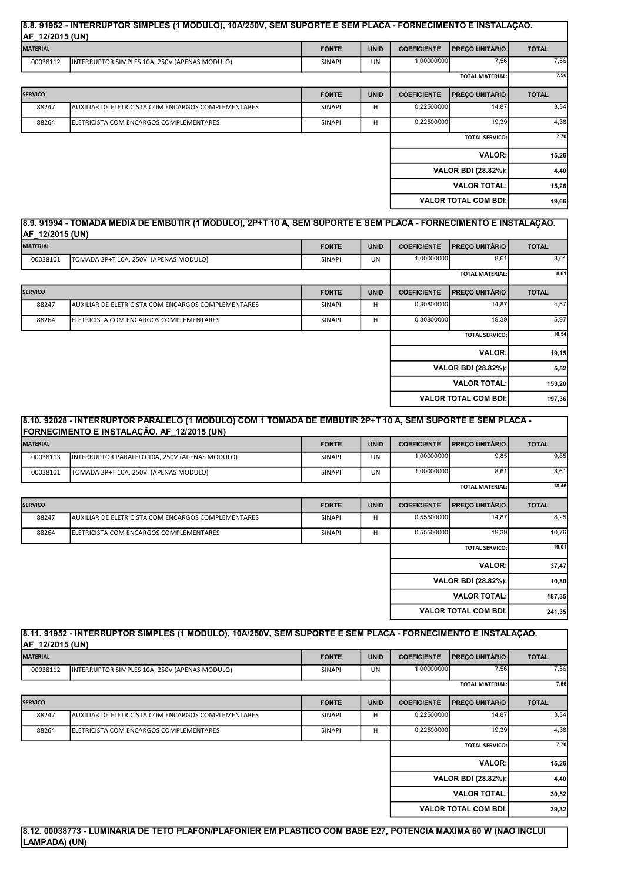## 8.8. 91952 - INTERRUPTOR SIMPLES (1 MODULO), 10A/250V, SEM SUPORTE E SEM PLACA - FORNECIMENTO E INSTALAÇÃO. AF_12/2015 (UN)

| MATERIAL | | FONTE | UNID | COEFICIENTE | PREÇO UNITÁRIO | TOTAL |
|---|---|---|---|---|---|---|
| 00038112 | INTERRUPTOR SIMPLES 10A, 250V (APENAS MODULO) | SINAPI | UN | 1,00000000 | 7,56 | 7,56 |
| | | | | | TOTAL MATERIAL: | 7,56 |
| **SERVICO** | | **FONTE** | **UNID** | **COEFICIENTE** | **PREÇO UNITÁRIO** | **TOTAL** |
| 88247 | AUXILIAR DE ELETRICISTA COM ENCARGOS COMPLEMENTARES | SINAPI | H | 0,22500000 | 14,87 | 3,34 |
| 88264 | ELETRICISTA COM ENCARGOS COMPLEMENTARES | SINAPI | H | 0,22500000 | 19,39 | 4,36 |
| | | | | | TOTAL SERVICO: | 7,70 |
| | | | | | VALOR: | 15,26 |
| | | | | | VALOR BDI (28.82%): | 4,40 |
| | | | | | VALOR TOTAL: | 15,26 |
| | | | | | VALOR TOTAL COM BDI: | 19,66 |

## 8.9. 91994 - TOMADA MEDIA DE EMBUTIR (1 MODULO), 2P+T 10 A, SEM SUPORTE E SEM PLACA - FORNECIMENTO E INSTALAÇÃO. AF_12/2015 (UN)

| MATERIAL | | FONTE | UNID | COEFICIENTE | PREÇO UNITÁRIO | TOTAL |
|---|---|---|---|---|---|---|
| 00038101 | TOMADA 2P+T 10A, 250V (APENAS MODULO) | SINAPI | UN | 1,00000000 | 8,61 | 8,61 |
| | | | | | TOTAL MATERIAL: | 8,61 |
| **SERVICO** | | **FONTE** | **UNID** | **COEFICIENTE** | **PREÇO UNITÁRIO** | **TOTAL** |
| 88247 | AUXILIAR DE ELETRICISTA COM ENCARGOS COMPLEMENTARES | SINAPI | H | 0,30800000 | 14,87 | 4,57 |
| 88264 | ELETRICISTA COM ENCARGOS COMPLEMENTARES | SINAPI | H | 0,30800000 | 19,39 | 5,97 |
| | | | | | TOTAL SERVICO: | 10,54 |
| | | | | | VALOR: | 19,15 |
| | | | | | VALOR BDI (28.82%): | 5,52 |
| | | | | | VALOR TOTAL: | 153,20 |
| | | | | | VALOR TOTAL COM BDI: | 197,36 |

## 8.10. 92028 - INTERRUPTOR PARALELO (1 MODULO) COM 1 TOMADA DE EMBUTIR 2P+T 10 A, SEM SUPORTE E SEM PLACA - FORNECIMENTO E INSTALAÇÃO. AF_12/2015 (UN)

| MATERIAL | | FONTE | UNID | COEFICIENTE | PREÇO UNITÁRIO | TOTAL |
|---|---|---|---|---|---|---|
| 00038113 | INTERRUPTOR PARALELO 10A, 250V (APENAS MODULO) | SINAPI | UN | 1,00000000 | 9,85 | 9,85 |
| 00038101 | TOMADA 2P+T 10A, 250V (APENAS MODULO) | SINAPI | UN | 1,00000000 | 8,61 | 8,61 |
| | | | | | TOTAL MATERIAL: | 18,46 |
| **SERVICO** | | **FONTE** | **UNID** | **COEFICIENTE** | **PREÇO UNITÁRIO** | **TOTAL** |
| 88247 | AUXILIAR DE ELETRICISTA COM ENCARGOS COMPLEMENTARES | SINAPI | H | 0,55500000 | 14,87 | 8,25 |
| 88264 | ELETRICISTA COM ENCARGOS COMPLEMENTARES | SINAPI | H | 0,55500000 | 19,39 | 10,76 |
| | | | | | TOTAL SERVICO: | 19,01 |
| | | | | | VALOR: | 37,47 |
| | | | | | VALOR BDI (28.82%): | 10,80 |
| | | | | | VALOR TOTAL: | 187,35 |
| | | | | | VALOR TOTAL COM BDI: | 241,35 |

## 8.11. 91952 - INTERRUPTOR SIMPLES (1 MODULO), 10A/250V, SEM SUPORTE E SEM PLACA - FORNECIMENTO E INSTALAÇÃO. AF_12/2015 (UN)

| MATERIAL | | FONTE | UNID | COEFICIENTE | PREÇO UNITÁRIO | TOTAL |
|---|---|---|---|---|---|---|
| 00038112 | INTERRUPTOR SIMPLES 10A, 250V (APENAS MODULO) | SINAPI | UN | 1,00000000 | 7,56 | 7,56 |
| | | | | | TOTAL MATERIAL: | 7,56 |
| **SERVICO** | | **FONTE** | **UNID** | **COEFICIENTE** | **PREÇO UNITÁRIO** | **TOTAL** |
| 88247 | AUXILIAR DE ELETRICISTA COM ENCARGOS COMPLEMENTARES | SINAPI | H | 0,22500000 | 14,87 | 3,34 |
| 88264 | ELETRICISTA COM ENCARGOS COMPLEMENTARES | SINAPI | H | 0,22500000 | 19,39 | 4,36 |
| | | | | | TOTAL SERVICO: | 7,70 |
| | | | | | VALOR: | 15,26 |
| | | | | | VALOR BDI (28.82%): | 4,40 |
| | | | | | VALOR TOTAL: | 30,52 |
| | | | | | VALOR TOTAL COM BDI: | 39,32 |

## 8.12. 00038773 - LUMINARIA DE TETO PLAFON/PLAFONIER EM PLASTICO COM BASE E27, POTENCIA MAXIMA 60 W (NAO INCLUI LAMPADA) (UN)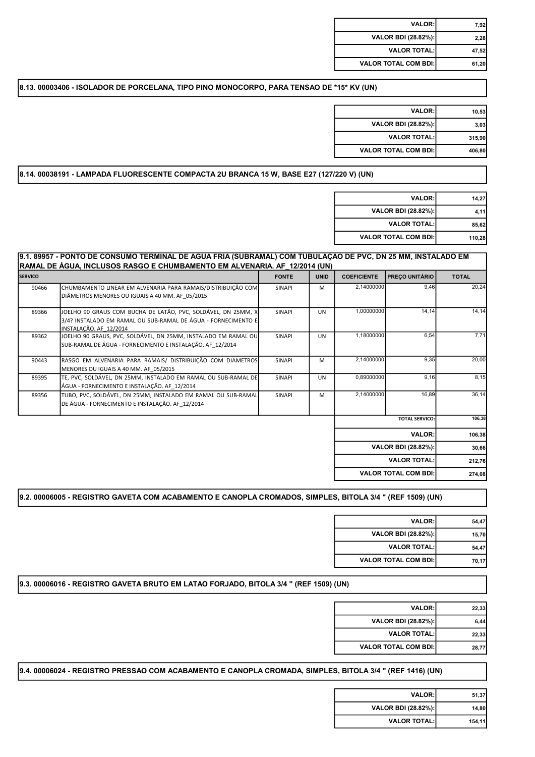| | |
|---|---|
| VALOR: | 7,92 |
| VALOR BDI (28.82%): | 2,28 |
| VALOR TOTAL: | 47,52 |
| VALOR TOTAL COM BDI: | 61,20 |

**8.13. 00003406 - ISOLADOR DE PORCELANA, TIPO PINO MONOCORPO, PARA TENSAO DE *15* KV (UN)**

| | |
|---|---|
| VALOR: | 10,53 |
| VALOR BDI (28.82%): | 3,03 |
| VALOR TOTAL: | 315,90 |
| VALOR TOTAL COM BDI: | 406,80 |

**8.14. 00038191 - LAMPADA FLUORESCENTE COMPACTA 2U BRANCA 15 W, BASE E27 (127/220 V) (UN)**

| | |
|---|---|
| VALOR: | 14,27 |
| VALOR BDI (28.82%): | 4,11 |
| VALOR TOTAL: | 85,62 |
| VALOR TOTAL COM BDI: | 110,28 |

**9.1. 89957 - PONTO DE CONSUMO TERMINAL DE ÁGUA FRIA (SUBRAMAL) COM TUBULAÇÃO DE PVC, DN 25 MM, INSTALADO EM RAMAL DE ÁGUA, INCLUSOS RASGO E CHUMBAMENTO EM ALVENARIA. AF_12/2014 (UN)**

| SERVICO | | FONTE | UNID | COEFICIENTE | PREÇO UNITÁRIO | TOTAL |
|---|---|---|---|---|---|---|
| 90466 | CHUMBAMENTO LINEAR EM ALVENARIA PARA RAMAIS/DISTRIBUIÇÃO COM DIÂMETROS MENORES OU IGUAIS A 40 MM. AF_05/2015 | SINAPI | M | 2,14000000 | 9,46 | 20,24 |
| 89366 | JOELHO 90 GRAUS COM BUCHA DE LATÃO, PVC, SOLDÁVEL, DN 25MM, X 3/4? INSTALADO EM RAMAL OU SUB-RAMAL DE ÁGUA - FORNECIMENTO E INSTALAÇÃO. AF_12/2014 | SINAPI | UN | 1,00000000 | 14,14 | 14,14 |
| 89362 | JOELHO 90 GRAUS, PVC, SOLDÁVEL, DN 25MM, INSTALADO EM RAMAL OU SUB-RAMAL DE ÁGUA - FORNECIMENTO E INSTALAÇÃO. AF_12/2014 | SINAPI | UN | 1,18000000 | 6,54 | 7,71 |
| 90443 | RASGO EM ALVENARIA PARA RAMAIS/ DISTRIBUIÇÃO COM DIAMETROS MENORES OU IGUAIS A 40 MM. AF_05/2015 | SINAPI | M | 2,14000000 | 9,35 | 20,00 |
| 89395 | TE, PVC, SOLDÁVEL, DN 25MM, INSTALADO EM RAMAL OU SUB-RAMAL DE ÁGUA - FORNECIMENTO E INSTALAÇÃO. AF_12/2014 | SINAPI | UN | 0,89000000 | 9,16 | 8,15 |
| 89356 | TUBO, PVC, SOLDÁVEL, DN 25MM, INSTALADO EM RAMAL OU SUB-RAMAL DE ÁGUA - FORNECIMENTO E INSTALAÇÃO. AF_12/2014 | SINAPI | M | 2,14000000 | 16,89 | 36,14 |
| | | | | | TOTAL SERVICO: | 106,38 |

| | |
|---|---|
| VALOR: | 106,38 |
| VALOR BDI (28.82%): | 30,66 |
| VALOR TOTAL: | 212,76 |
| VALOR TOTAL COM BDI: | 274,08 |

**9.2. 00006005 - REGISTRO GAVETA COM ACABAMENTO E CANOPLA CROMADOS, SIMPLES, BITOLA 3/4 " (REF 1509) (UN)**

| | |
|---|---|
| VALOR: | 54,47 |
| VALOR BDI (28.82%): | 15,70 |
| VALOR TOTAL: | 54,47 |
| VALOR TOTAL COM BDI: | 70,17 |

**9.3. 00006016 - REGISTRO GAVETA BRUTO EM LATAO FORJADO, BITOLA 3/4 " (REF 1509) (UN)**

| | |
|---|---|
| VALOR: | 22,33 |
| VALOR BDI (28.82%): | 6,44 |
| VALOR TOTAL: | 22,33 |
| VALOR TOTAL COM BDI: | 28,77 |

**9.4. 00006024 - REGISTRO PRESSAO COM ACABAMENTO E CANOPLA CROMADA, SIMPLES, BITOLA 3/4 " (REF 1416) (UN)**

| | |
|---|---|
| VALOR: | 51,37 |
| VALOR BDI (28.82%): | 14,80 |
| VALOR TOTAL: | 154,11 |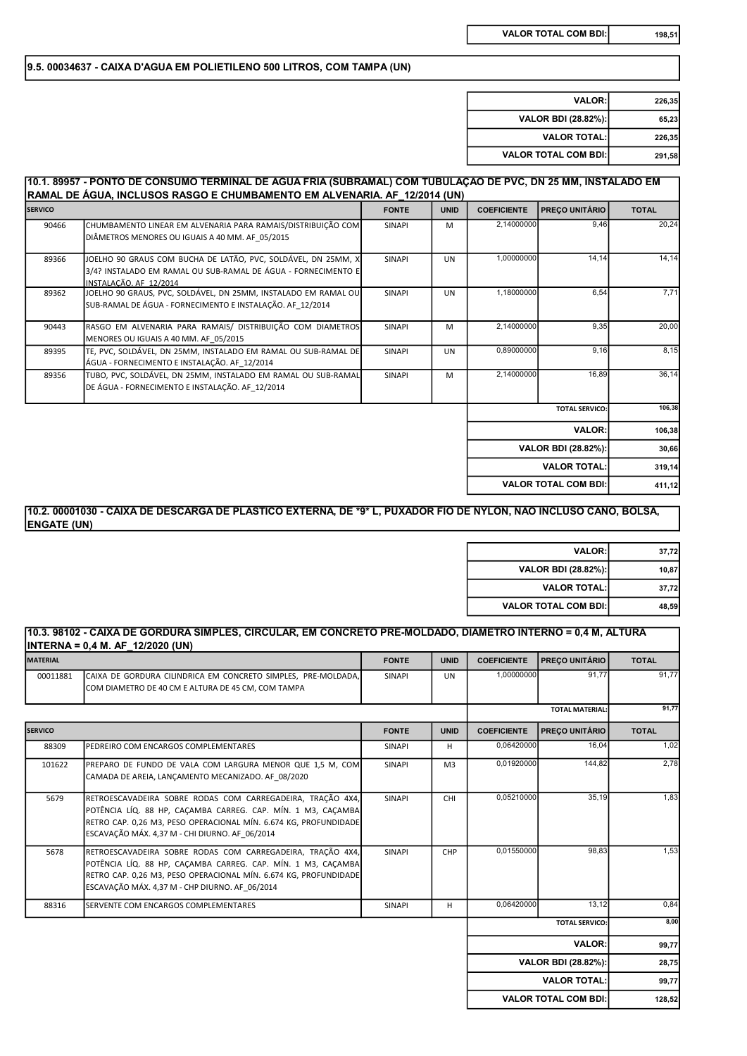| | |
|---|---|
| VALOR TOTAL COM BDI: | 198,51 |

## 9.5. 00034637 - CAIXA D'AGUA EM POLIETILENO 500 LITROS, COM TAMPA (UN)

| | |
|---|---|
| VALOR: | 226,35 |
| VALOR BDI (28.82%): | 65,23 |
| VALOR TOTAL: | 226,35 |
| VALOR TOTAL COM BDI: | 291,58 |

## 10.1. 89957 - PONTO DE CONSUMO TERMINAL DE ÁGUA FRIA (SUBRAMAL) COM TUBULAÇÃO DE PVC, DN 25 MM, INSTALADO EM RAMAL DE ÁGUA, INCLUSOS RASGO E CHUMBAMENTO EM ALVENARIA. AF_12/2014 (UN)

| SERVICO | | FONTE | UNID | COEFICIENTE | PREÇO UNITÁRIO | TOTAL |
|---|---|---|---|---|---|---|
| 90466 | CHUMBAMENTO LINEAR EM ALVENARIA PARA RAMAIS/DISTRIBUIÇÃO COM DIÂMETROS MENORES OU IGUAIS A 40 MM. AF_05/2015 | SINAPI | M | 2,14000000 | 9,46 | 20,24 |
| 89366 | JOELHO 90 GRAUS COM BUCHA DE LATÃO, PVC, SOLDÁVEL, DN 25MM, X 3/4? INSTALADO EM RAMAL OU SUB-RAMAL DE ÁGUA - FORNECIMENTO E INSTALAÇÃO. AF_12/2014 | SINAPI | UN | 1,00000000 | 14,14 | 14,14 |
| 89362 | JOELHO 90 GRAUS, PVC, SOLDÁVEL, DN 25MM, INSTALADO EM RAMAL OU SUB-RAMAL DE ÁGUA - FORNECIMENTO E INSTALAÇÃO. AF_12/2014 | SINAPI | UN | 1,18000000 | 6,54 | 7,71 |
| 90443 | RASGO EM ALVENARIA PARA RAMAIS/ DISTRIBUIÇÃO COM DIAMETROS MENORES OU IGUAIS A 40 MM. AF_05/2015 | SINAPI | M | 2,14000000 | 9,35 | 20,00 |
| 89395 | TE, PVC, SOLDÁVEL, DN 25MM, INSTALADO EM RAMAL OU SUB-RAMAL DE ÁGUA - FORNECIMENTO E INSTALAÇÃO. AF_12/2014 | SINAPI | UN | 0,89000000 | 9,16 | 8,15 |
| 89356 | TUBO, PVC, SOLDÁVEL, DN 25MM, INSTALADO EM RAMAL OU SUB-RAMAL DE ÁGUA - FORNECIMENTO E INSTALAÇÃO. AF_12/2014 | SINAPI | M | 2,14000000 | 16,89 | 36,14 |
| | | | | | TOTAL SERVICO: | 106,38 |

| | |
|---|---|
| VALOR: | 106,38 |
| VALOR BDI (28.82%): | 30,66 |
| VALOR TOTAL: | 319,14 |
| VALOR TOTAL COM BDI: | 411,12 |

## 10.2. 00001030 - CAIXA DE DESCARGA DE PLASTICO EXTERNA, DE *9* L, PUXADOR FIO DE NYLON, NAO INCLUSO CANO, BOLSA, ENGATE (UN)

| | |
|---|---|
| VALOR: | 37,72 |
| VALOR BDI (28.82%): | 10,87 |
| VALOR TOTAL: | 37,72 |
| VALOR TOTAL COM BDI: | 48,59 |

## 10.3. 98102 - CAIXA DE GORDURA SIMPLES, CIRCULAR, EM CONCRETO PRE-MOLDADO, DIAMETRO INTERNO = 0,4 M, ALTURA INTERNA = 0,4 M. AF_12/2020 (UN)

| MATERIAL | | FONTE | UNID | COEFICIENTE | PREÇO UNITÁRIO | TOTAL |
|---|---|---|---|---|---|---|
| 00011881 | CAIXA DE GORDURA CILINDRICA EM CONCRETO SIMPLES, PRE-MOLDADA, COM DIAMETRO DE 40 CM E ALTURA DE 45 CM, COM TAMPA | SINAPI | UN | 1,00000000 | 91,77 | 91,77 |
| | | | | | TOTAL MATERIAL: | 91,77 |

| SERVICO | | FONTE | UNID | COEFICIENTE | PREÇO UNITÁRIO | TOTAL |
|---|---|---|---|---|---|---|
| 88309 | PEDREIRO COM ENCARGOS COMPLEMENTARES | SINAPI | H | 0,06420000 | 16,04 | 1,02 |
| 101622 | PREPARO DE FUNDO DE VALA COM LARGURA MENOR QUE 1,5 M, COM CAMADA DE AREIA, LANÇAMENTO MECANIZADO. AF_08/2020 | SINAPI | M3 | 0,01920000 | 144,82 | 2,78 |
| 5679 | RETROESCAVADEIRA SOBRE RODAS COM CARREGADEIRA, TRAÇÃO 4X4, POTÊNCIA LÍQ. 88 HP, CAÇAMBA CARREG. CAP. MÍN. 1 M3, CAÇAMBA RETRO CAP. 0,26 M3, PESO OPERACIONAL MÍN. 6.674 KG, PROFUNDIDADE ESCAVAÇÃO MÁX. 4,37 M - CHI DIURNO. AF_06/2014 | SINAPI | CHI | 0,05210000 | 35,19 | 1,83 |
| 5678 | RETROESCAVADEIRA SOBRE RODAS COM CARREGADEIRA, TRAÇÃO 4X4, POTÊNCIA LÍQ. 88 HP, CAÇAMBA CARREG. CAP. MÍN. 1 M3, CAÇAMBA RETRO CAP. 0,26 M3, PESO OPERACIONAL MÍN. 6.674 KG, PROFUNDIDADE ESCAVAÇÃO MÁX. 4,37 M - CHP DIURNO. AF_06/2014 | SINAPI | CHP | 0,01550000 | 98,83 | 1,53 |
| 88316 | SERVENTE COM ENCARGOS COMPLEMENTARES | SINAPI | H | 0,06420000 | 13,12 | 0,84 |
| | | | | | TOTAL SERVICO: | 8,00 |

| | |
|---|---|
| VALOR: | 99,77 |
| VALOR BDI (28.82%): | 28,75 |
| VALOR TOTAL: | 99,77 |
| VALOR TOTAL COM BDI: | 128,52 |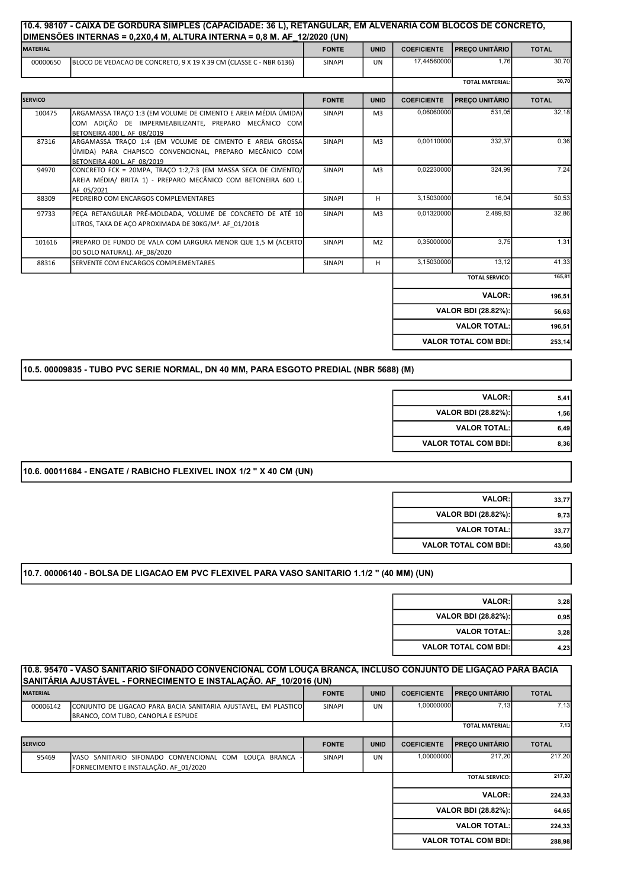## 10.4. 98107 - CAIXA DE GORDURA SIMPLES (CAPACIDADE: 36 L), RETANGULAR, EM ALVENARIA COM BLOCOS DE CONCRETO, DIMENSÕES INTERNAS = 0,2X0,4 M, ALTURA INTERNA = 0,8 M. AF_12/2020 (UN)

| MATERIAL | | FONTE | UNID | COEFICIENTE | PREÇO UNITÁRIO | TOTAL |
|---|---|---|---|---|---|---|
| 00000650 | BLOCO DE VEDACAO DE CONCRETO, 9 X 19 X 39 CM (CLASSE C - NBR 6136) | SINAPI | UN | 17,44560000 | 1,76 | 30,70 |
| | | | | | TOTAL MATERIAL: | 30,70 |

| SERVICO | | FONTE | UNID | COEFICIENTE | PREÇO UNITÁRIO | TOTAL |
|---|---|---|---|---|---|---|
| 100475 | ARGAMASSA TRAÇO 1:3 (EM VOLUME DE CIMENTO E AREIA MÉDIA ÚMIDA) COM ADIÇÃO DE IMPERMEABILIZANTE, PREPARO MECÂNICO COM BETONEIRA 400 L. AF_08/2019 | SINAPI | M3 | 0,06060000 | 531,05 | 32,18 |
| 87316 | ARGAMASSA TRAÇO 1:4 (EM VOLUME DE CIMENTO E AREIA GROSSA ÚMIDA) PARA CHAPISCO CONVENCIONAL, PREPARO MECÂNICO COM BETONEIRA 400 L. AF_08/2019 | SINAPI | M3 | 0,00110000 | 332,37 | 0,36 |
| 94970 | CONCRETO FCK = 20MPA, TRAÇO 1:2,7:3 (EM MASSA SECA DE CIMENTO/ AREIA MÉDIA/ BRITA 1) - PREPARO MECÂNICO COM BETONEIRA 600 L. AF_05/2021 | SINAPI | M3 | 0,02230000 | 324,99 | 7,24 |
| 88309 | PEDREIRO COM ENCARGOS COMPLEMENTARES | SINAPI | H | 3,15030000 | 16,04 | 50,53 |
| 97733 | PEÇA RETANGULAR PRÉ-MOLDADA, VOLUME DE CONCRETO DE ATÉ 10 LITROS, TAXA DE AÇO APROXIMADA DE 30KG/M³. AF_01/2018 | SINAPI | M3 | 0,01320000 | 2.489,83 | 32,86 |
| 101616 | PREPARO DE FUNDO DE VALA COM LARGURA MENOR QUE 1,5 M (ACERTO DO SOLO NATURAL). AF_08/2020 | SINAPI | M2 | 0,35000000 | 3,75 | 1,31 |
| 88316 | SERVENTE COM ENCARGOS COMPLEMENTARES | SINAPI | H | 3,15030000 | 13,12 | 41,33 |
| | | | | | TOTAL SERVICO: | 165,81 |

| | |
|---|---|
| VALOR: | 196,51 |
| VALOR BDI (28.82%): | 56,63 |
| VALOR TOTAL: | 196,51 |
| VALOR TOTAL COM BDI: | 253,14 |

## 10.5. 00009835 - TUBO PVC SERIE NORMAL, DN 40 MM, PARA ESGOTO PREDIAL (NBR 5688) (M)

| | |
|---|---|
| VALOR: | 5,41 |
| VALOR BDI (28.82%): | 1,56 |
| VALOR TOTAL: | 6,49 |
| VALOR TOTAL COM BDI: | 8,36 |

## 10.6. 00011684 - ENGATE / RABICHO FLEXIVEL INOX 1/2 " X 40 CM (UN)

| | |
|---|---|
| VALOR: | 33,77 |
| VALOR BDI (28.82%): | 9,73 |
| VALOR TOTAL: | 33,77 |
| VALOR TOTAL COM BDI: | 43,50 |

## 10.7. 00006140 - BOLSA DE LIGACAO EM PVC FLEXIVEL PARA VASO SANITARIO 1.1/2 " (40 MM) (UN)

| | |
|---|---|
| VALOR: | 3,28 |
| VALOR BDI (28.82%): | 0,95 |
| VALOR TOTAL: | 3,28 |
| VALOR TOTAL COM BDI: | 4,23 |

## 10.8. 95470 - VASO SANITARIO SIFONADO CONVENCIONAL COM LOUÇA BRANCA, INCLUSO CONJUNTO DE LIGAÇÃO PARA BACIA SANITÁRIA AJUSTÁVEL - FORNECIMENTO E INSTALAÇÃO. AF_10/2016 (UN)

| MATERIAL | | FONTE | UNID | COEFICIENTE | PREÇO UNITÁRIO | TOTAL |
|---|---|---|---|---|---|---|
| 00006142 | CONJUNTO DE LIGACAO PARA BACIA SANITARIA AJUSTAVEL, EM PLASTICO BRANCO, COM TUBO, CANOPLA E ESPUDE | SINAPI | UN | 1,00000000 | 7,13 | 7,13 |
| | | | | | TOTAL MATERIAL: | 7,13 |

| SERVICO | | FONTE | UNID | COEFICIENTE | PREÇO UNITÁRIO | TOTAL |
|---|---|---|---|---|---|---|
| 95469 | VASO SANITARIO SIFONADO CONVENCIONAL COM LOUÇA BRANCA - FORNECIMENTO E INSTALAÇÃO. AF_01/2020 | SINAPI | UN | 1,00000000 | 217,20 | 217,20 |
| | | | | | TOTAL SERVICO: | 217,20 |

| | |
|---|---|
| VALOR: | 224,33 |
| VALOR BDI (28.82%): | 64,65 |
| VALOR TOTAL: | 224,33 |
| VALOR TOTAL COM BDI: | 288,98 |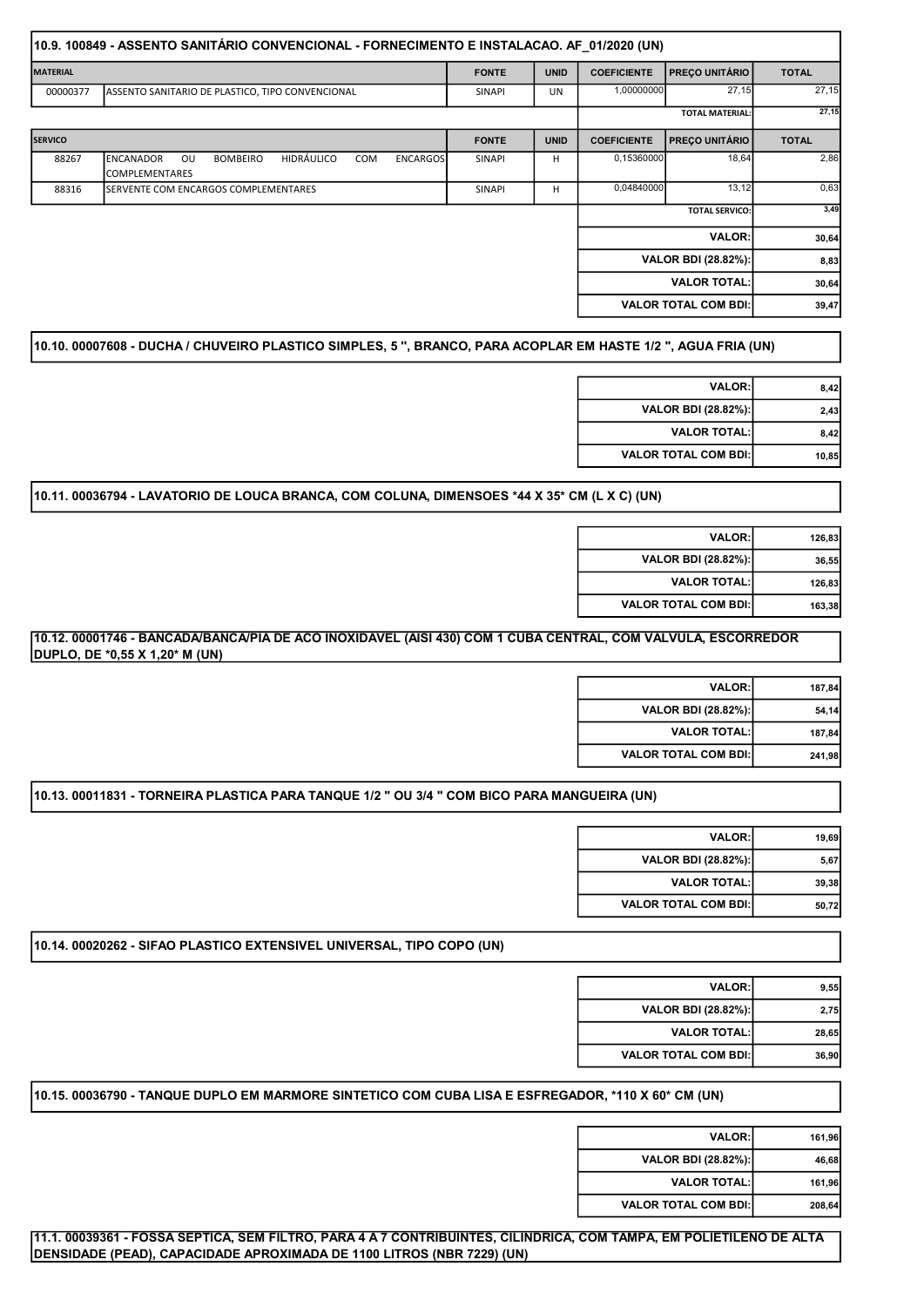### 10.9. 100849 - ASSENTO SANITÁRIO CONVENCIONAL - FORNECIMENTO E INSTALACAO. AF_01/2020 (UN)

| MATERIAL | | FONTE | UNID | COEFICIENTE | PREÇO UNITÁRIO | TOTAL |
|---|---|---|---|---|---|---|
| 00000377 | ASSENTO SANITARIO DE PLASTICO, TIPO CONVENCIONAL | SINAPI | UN | 1,00000000 | 27,15 | 27,15 |
| | | | | | TOTAL MATERIAL: | 27,15 |

| SERVICO | | FONTE | UNID | COEFICIENTE | PREÇO UNITÁRIO | TOTAL |
|---|---|---|---|---|---|---|
| 88267 | ENCANADOR OU BOMBEIRO HIDRÁULICO COM ENCARGOS COMPLEMENTARES | SINAPI | H | 0,15360000 | 18,64 | 2,86 |
| 88316 | SERVENTE COM ENCARGOS COMPLEMENTARES | SINAPI | H | 0,04840000 | 13,12 | 0,63 |
| | | | | | TOTAL SERVICO: | 3,49 |

| | |
|---|---|
| VALOR: | 30,64 |
| VALOR BDI (28.82%): | 8,83 |
| VALOR TOTAL: | 30,64 |
| VALOR TOTAL COM BDI: | 39,47 |

### 10.10. 00007608 - DUCHA / CHUVEIRO PLASTICO SIMPLES, 5 ", BRANCO, PARA ACOPLAR EM HASTE 1/2 ", AGUA FRIA (UN)

| | |
|---|---|
| VALOR: | 8,42 |
| VALOR BDI (28.82%): | 2,43 |
| VALOR TOTAL: | 8,42 |
| VALOR TOTAL COM BDI: | 10,85 |

### 10.11. 00036794 - LAVATORIO DE LOUCA BRANCA, COM COLUNA, DIMENSOES *44 X 35* CM (L X C) (UN)

| | |
|---|---|
| VALOR: | 126,83 |
| VALOR BDI (28.82%): | 36,55 |
| VALOR TOTAL: | 126,83 |
| VALOR TOTAL COM BDI: | 163,38 |

### 10.12. 00001746 - BANCADA/BANCA/PIA DE ACO INOXIDAVEL (AISI 430) COM 1 CUBA CENTRAL, COM VALVULA, ESCORREDOR DUPLO, DE *0,55 X 1,20* M (UN)

| | |
|---|---|
| VALOR: | 187,84 |
| VALOR BDI (28.82%): | 54,14 |
| VALOR TOTAL: | 187,84 |
| VALOR TOTAL COM BDI: | 241,98 |

### 10.13. 00011831 - TORNEIRA PLASTICA PARA TANQUE 1/2 " OU 3/4 " COM BICO PARA MANGUEIRA (UN)

| | |
|---|---|
| VALOR: | 19,69 |
| VALOR BDI (28.82%): | 5,67 |
| VALOR TOTAL: | 39,38 |
| VALOR TOTAL COM BDI: | 50,72 |

### 10.14. 00020262 - SIFAO PLASTICO EXTENSIVEL UNIVERSAL, TIPO COPO (UN)

| | |
|---|---|
| VALOR: | 9,55 |
| VALOR BDI (28.82%): | 2,75 |
| VALOR TOTAL: | 28,65 |
| VALOR TOTAL COM BDI: | 36,90 |

### 10.15. 00036790 - TANQUE DUPLO EM MARMORE SINTETICO COM CUBA LISA E ESFREGADOR, *110 X 60* CM (UN)

| | |
|---|---|
| VALOR: | 161,96 |
| VALOR BDI (28.82%): | 46,68 |
| VALOR TOTAL: | 161,96 |
| VALOR TOTAL COM BDI: | 208,64 |

### 11.1. 00039361 - FOSSA SEPTICA, SEM FILTRO, PARA 4 A 7 CONTRIBUINTES, CILINDRICA, COM TAMPA, EM POLIETILENO DE ALTA DENSIDADE (PEAD), CAPACIDADE APROXIMADA DE 1100 LITROS (NBR 7229) (UN)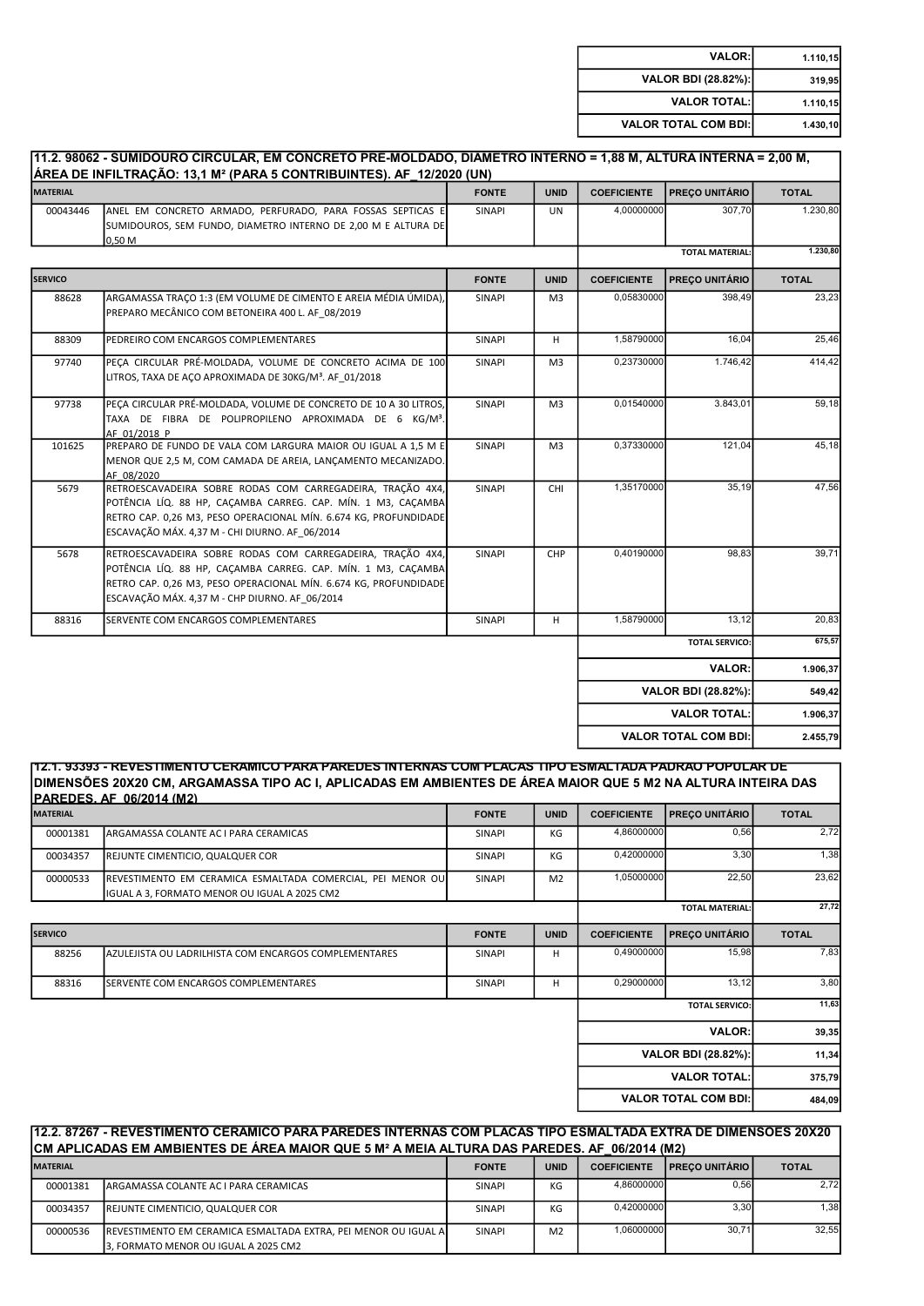| | |
|---|---|
| **VALOR:** | **1.110,15** |
| **VALOR BDI (28.82%):** | **319,95** |
| **VALOR TOTAL:** | **1.110,15** |
| **VALOR TOTAL COM BDI:** | **1.430,10** |

### 11.2. 98062 - SUMIDOURO CIRCULAR, EM CONCRETO PRE-MOLDADO, DIAMETRO INTERNO = 1,88 M, ALTURA INTERNA = 2,00 M, ÁREA DE INFILTRAÇÃO: 13,1 M² (PARA 5 CONTRIBUINTES). AF_12/2020 (UN)

| MATERIAL | | FONTE | UNID | COEFICIENTE | PREÇO UNITÁRIO | TOTAL |
|---|---|---|---|---|---|---|
| 00043446 | ANEL EM CONCRETO ARMADO, PERFURADO, PARA FOSSAS SEPTICAS E SUMIDOUROS, SEM FUNDO, DIAMETRO INTERNO DE 2,00 M E ALTURA DE 0,50 M | SINAPI | UN | 4,00000000 | 307,70 | 1.230,80 |
| | | | | | TOTAL MATERIAL: | 1.230,80 |

| SERVICO | | FONTE | UNID | COEFICIENTE | PREÇO UNITÁRIO | TOTAL |
|---|---|---|---|---|---|---|
| 88628 | ARGAMASSA TRAÇO 1:3 (EM VOLUME DE CIMENTO E AREIA MÉDIA ÚMIDA), PREPARO MECÂNICO COM BETONEIRA 400 L. AF_08/2019 | SINAPI | M3 | 0,05830000 | 398,49 | 23,23 |
| 88309 | PEDREIRO COM ENCARGOS COMPLEMENTARES | SINAPI | H | 1,58790000 | 16,04 | 25,46 |
| 97740 | PEÇA CIRCULAR PRÉ-MOLDADA, VOLUME DE CONCRETO ACIMA DE 100 LITROS, TAXA DE AÇO APROXIMADA DE 30KG/M³. AF_01/2018 | SINAPI | M3 | 0,23730000 | 1.746,42 | 414,42 |
| 97738 | PEÇA CIRCULAR PRÉ-MOLDADA, VOLUME DE CONCRETO DE 10 A 30 LITROS, TAXA DE FIBRA DE POLIPROPILENO APROXIMADA DE 6 KG/M³. AF_01/2018_P | SINAPI | M3 | 0,01540000 | 3.843,01 | 59,18 |
| 101625 | PREPARO DE FUNDO DE VALA COM LARGURA MAIOR OU IGUAL A 1,5 M E MENOR QUE 2,5 M, COM CAMADA DE AREIA, LANÇAMENTO MECANIZADO. AF_08/2020 | SINAPI | M3 | 0,37330000 | 121,04 | 45,18 |
| 5679 | RETROESCAVADEIRA SOBRE RODAS COM CARREGADEIRA, TRAÇÃO 4X4, POTÊNCIA LÍQ. 88 HP, CAÇAMBA CARREG. CAP. MÍN. 1 M3, CAÇAMBA RETRO CAP. 0,26 M3, PESO OPERACIONAL MÍN. 6.674 KG, PROFUNDIDADE ESCAVAÇÃO MÁX. 4,37 M - CHI DIURNO. AF_06/2014 | SINAPI | CHI | 1,35170000 | 35,19 | 47,56 |
| 5678 | RETROESCAVADEIRA SOBRE RODAS COM CARREGADEIRA, TRAÇÃO 4X4, POTÊNCIA LÍQ. 88 HP, CAÇAMBA CARREG. CAP. MÍN. 1 M3, CAÇAMBA RETRO CAP. 0,26 M3, PESO OPERACIONAL MÍN. 6.674 KG, PROFUNDIDADE ESCAVAÇÃO MÁX. 4,37 M - CHP DIURNO. AF_06/2014 | SINAPI | CHP | 0,40190000 | 98,83 | 39,71 |
| 88316 | SERVENTE COM ENCARGOS COMPLEMENTARES | SINAPI | H | 1,58790000 | 13,12 | 20,83 |
| | | | | | TOTAL SERVICO: | 675,57 |

| | |
|---|---|
| **VALOR:** | **1.906,37** |
| **VALOR BDI (28.82%):** | **549,42** |
| **VALOR TOTAL:** | **1.906,37** |
| **VALOR TOTAL COM BDI:** | **2.455,79** |

### 12.1. 93393 - REVESTIMENTO CERÂMICO PARA PAREDES INTERNAS COM PLACAS TIPO ESMALTADA PADRÃO POPULAR DE DIMENSÕES 20X20 CM, ARGAMASSA TIPO AC I, APLICADAS EM AMBIENTES DE ÁREA MAIOR QUE 5 M2 NA ALTURA INTEIRA DAS PAREDES. AF_06/2014 (M2)

| MATERIAL | | FONTE | UNID | COEFICIENTE | PREÇO UNITÁRIO | TOTAL |
|---|---|---|---|---|---|---|
| 00001381 | ARGAMASSA COLANTE AC I PARA CERAMICAS | SINAPI | KG | 4,86000000 | 0,56 | 2,72 |
| 00034357 | REJUNTE CIMENTICIO, QUALQUER COR | SINAPI | KG | 0,42000000 | 3,30 | 1,38 |
| 00000533 | REVESTIMENTO EM CERAMICA ESMALTADA COMERCIAL, PEI MENOR OU IGUAL A 3, FORMATO MENOR OU IGUAL A 2025 CM2 | SINAPI | M2 | 1,05000000 | 22,50 | 23,62 |
| | | | | | TOTAL MATERIAL: | 27,72 |

| SERVICO | | FONTE | UNID | COEFICIENTE | PREÇO UNITÁRIO | TOTAL |
|---|---|---|---|---|---|---|
| 88256 | AZULEJISTA OU LADRILHISTA COM ENCARGOS COMPLEMENTARES | SINAPI | H | 0,49000000 | 15,98 | 7,83 |
| 88316 | SERVENTE COM ENCARGOS COMPLEMENTARES | SINAPI | H | 0,29000000 | 13,12 | 3,80 |
| | | | | | TOTAL SERVICO: | 11,63 |

| | |
|---|---|
| **VALOR:** | **39,35** |
| **VALOR BDI (28.82%):** | **11,34** |
| **VALOR TOTAL:** | **375,79** |
| **VALOR TOTAL COM BDI:** | **484,09** |

### 12.2. 87267 - REVESTIMENTO CERÂMICO PARA PAREDES INTERNAS COM PLACAS TIPO ESMALTADA EXTRA DE DIMENSÕES 20X20 CM APLICADAS EM AMBIENTES DE ÁREA MAIOR QUE 5 M² A MEIA ALTURA DAS PAREDES. AF_06/2014 (M2)

| MATERIAL | | FONTE | UNID | COEFICIENTE | PREÇO UNITÁRIO | TOTAL |
|---|---|---|---|---|---|---|
| 00001381 | ARGAMASSA COLANTE AC I PARA CERAMICAS | SINAPI | KG | 4,86000000 | 0,56 | 2,72 |
| 00034357 | REJUNTE CIMENTICIO, QUALQUER COR | SINAPI | KG | 0,42000000 | 3,30 | 1,38 |
| 00000536 | REVESTIMENTO EM CERAMICA ESMALTADA EXTRA, PEI MENOR OU IGUAL A 3, FORMATO MENOR OU IGUAL A 2025 CM2 | SINAPI | M2 | 1,06000000 | 30,71 | 32,55 |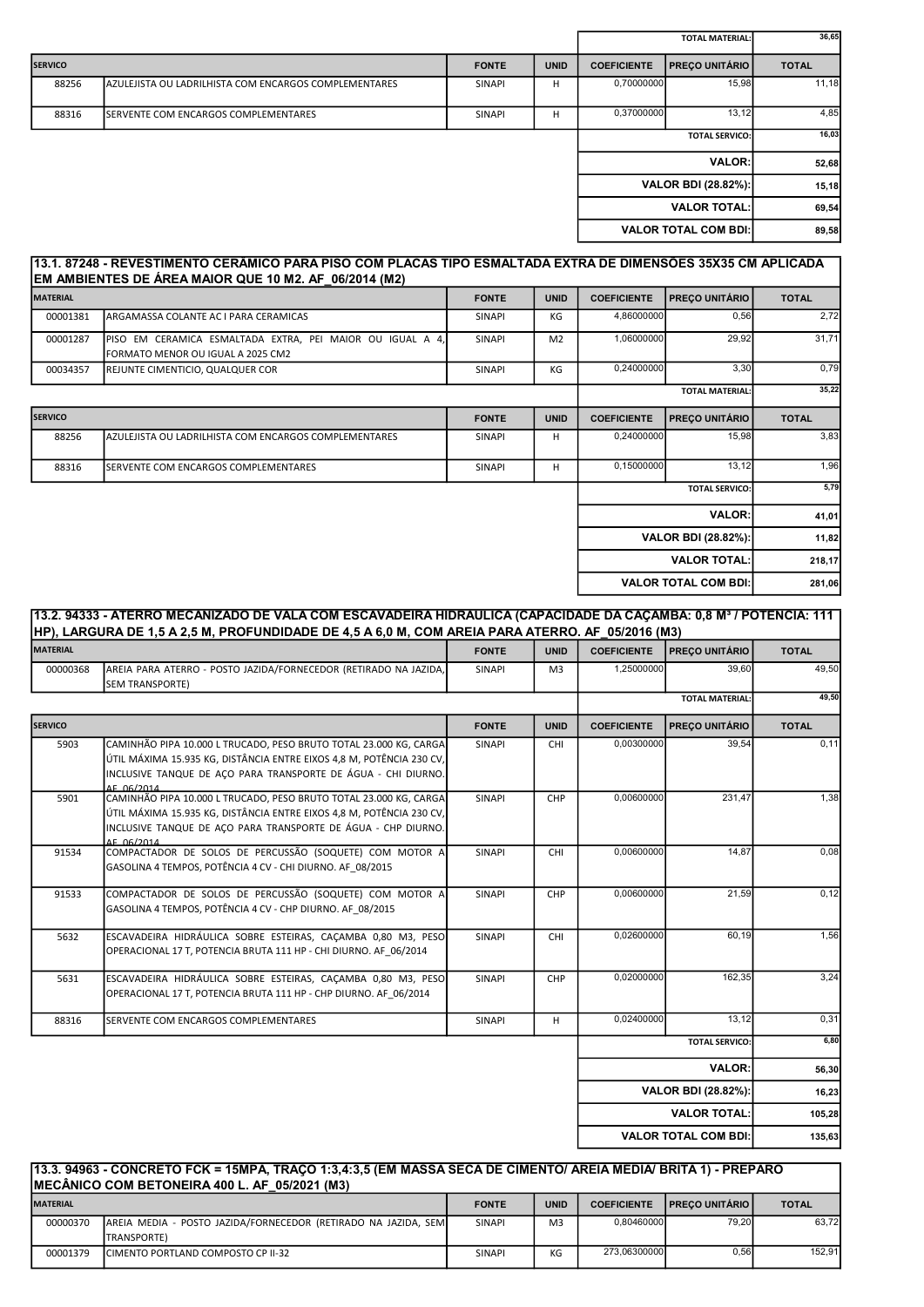| | | | | | TOTAL MATERIAL: | 36,65 |
|---|---|---|---|---|---|---|

| SERVICO | | FONTE | UNID | COEFICIENTE | PREÇO UNITÁRIO | TOTAL |
|---|---|---|---|---|---|---|
| 88256 | AZULEJISTA OU LADRILHISTA COM ENCARGOS COMPLEMENTARES | SINAPI | H | 0,70000000 | 15,98 | 11,18 |
| 88316 | SERVENTE COM ENCARGOS COMPLEMENTARES | SINAPI | H | 0,37000000 | 13,12 | 4,85 |
| | | | | | TOTAL SERVICO: | 16,03 |
| | | | | | VALOR: | 52,68 |
| | | | | | VALOR BDI (28.82%): | 15,18 |
| | | | | | VALOR TOTAL: | 69,54 |
| | | | | | VALOR TOTAL COM BDI: | 89,58 |

## 13.1. 87248 - REVESTIMENTO CERÂMICO PARA PISO COM PLACAS TIPO ESMALTADA EXTRA DE DIMENSÕES 35X35 CM APLICADA EM AMBIENTES DE ÁREA MAIOR QUE 10 M2. AF_06/2014 (M2)

| MATERIAL | | FONTE | UNID | COEFICIENTE | PREÇO UNITÁRIO | TOTAL |
|---|---|---|---|---|---|---|
| 00001381 | ARGAMASSA COLANTE AC I PARA CERAMICAS | SINAPI | KG | 4,86000000 | 0,56 | 2,72 |
| 00001287 | PISO EM CERAMICA ESMALTADA EXTRA, PEI MAIOR OU IGUAL A 4, FORMATO MENOR OU IGUAL A 2025 CM2 | SINAPI | M2 | 1,06000000 | 29,92 | 31,71 |
| 00034357 | REJUNTE CIMENTICIO, QUALQUER COR | SINAPI | KG | 0,24000000 | 3,30 | 0,79 |
| | | | | | TOTAL MATERIAL: | 35,22 |

| SERVICO | | FONTE | UNID | COEFICIENTE | PREÇO UNITÁRIO | TOTAL |
|---|---|---|---|---|---|---|
| 88256 | AZULEJISTA OU LADRILHISTA COM ENCARGOS COMPLEMENTARES | SINAPI | H | 0,24000000 | 15,98 | 3,83 |
| 88316 | SERVENTE COM ENCARGOS COMPLEMENTARES | SINAPI | H | 0,15000000 | 13,12 | 1,96 |
| | | | | | TOTAL SERVICO: | 5,79 |
| | | | | | VALOR: | 41,01 |
| | | | | | VALOR BDI (28.82%): | 11,82 |
| | | | | | VALOR TOTAL: | 218,17 |
| | | | | | VALOR TOTAL COM BDI: | 281,06 |

## 13.2. 94333 - ATERRO MECANIZADO DE VALA COM ESCAVADEIRA HIDRÁULICA (CAPACIDADE DA CAÇAMBA: 0,8 M³ / POTÊNCIA: 111 HP), LARGURA DE 1,5 A 2,5 M, PROFUNDIDADE DE 4,5 A 6,0 M, COM AREIA PARA ATERRO. AF_05/2016 (M3)

| MATERIAL | | FONTE | UNID | COEFICIENTE | PREÇO UNITÁRIO | TOTAL |
|---|---|---|---|---|---|---|
| 00000368 | AREIA PARA ATERRO - POSTO JAZIDA/FORNECEDOR (RETIRADO NA JAZIDA, SEM TRANSPORTE) | SINAPI | M3 | 1,25000000 | 39,60 | 49,50 |
| | | | | | TOTAL MATERIAL: | 49,50 |

| SERVICO | | FONTE | UNID | COEFICIENTE | PREÇO UNITÁRIO | TOTAL |
|---|---|---|---|---|---|---|
| 5903 | CAMINHÃO PIPA 10.000 L TRUCADO, PESO BRUTO TOTAL 23.000 KG, CARGA ÚTIL MÁXIMA 15.935 KG, DISTÂNCIA ENTRE EIXOS 4,8 M, POTÊNCIA 230 CV, INCLUSIVE TANQUE DE AÇO PARA TRANSPORTE DE ÁGUA - CHI DIURNO. AF_06/2014 | SINAPI | CHI | 0,00300000 | 39,54 | 0,11 |
| 5901 | CAMINHÃO PIPA 10.000 L TRUCADO, PESO BRUTO TOTAL 23.000 KG, CARGA ÚTIL MÁXIMA 15.935 KG, DISTÂNCIA ENTRE EIXOS 4,8 M, POTÊNCIA 230 CV, INCLUSIVE TANQUE DE AÇO PARA TRANSPORTE DE ÁGUA - CHP DIURNO. AF_06/2014 | SINAPI | CHP | 0,00600000 | 231,47 | 1,38 |
| 91534 | COMPACTADOR DE SOLOS DE PERCUSSÃO (SOQUETE) COM MOTOR A GASOLINA 4 TEMPOS, POTÊNCIA 4 CV - CHI DIURNO. AF_08/2015 | SINAPI | CHI | 0,00600000 | 14,87 | 0,08 |
| 91533 | COMPACTADOR DE SOLOS DE PERCUSSÃO (SOQUETE) COM MOTOR A GASOLINA 4 TEMPOS, POTÊNCIA 4 CV - CHP DIURNO. AF_08/2015 | SINAPI | CHP | 0,00600000 | 21,59 | 0,12 |
| 5632 | ESCAVADEIRA HIDRÁULICA SOBRE ESTEIRAS, CAÇAMBA 0,80 M3, PESO OPERACIONAL 17 T, POTENCIA BRUTA 111 HP - CHI DIURNO. AF_06/2014 | SINAPI | CHI | 0,02600000 | 60,19 | 1,56 |
| 5631 | ESCAVADEIRA HIDRÁULICA SOBRE ESTEIRAS, CAÇAMBA 0,80 M3, PESO OPERACIONAL 17 T, POTENCIA BRUTA 111 HP - CHP DIURNO. AF_06/2014 | SINAPI | CHP | 0,02000000 | 162,35 | 3,24 |
| 88316 | SERVENTE COM ENCARGOS COMPLEMENTARES | SINAPI | H | 0,02400000 | 13,12 | 0,31 |
| | | | | | TOTAL SERVICO: | 6,80 |
| | | | | | VALOR: | 56,30 |
| | | | | | VALOR BDI (28.82%): | 16,23 |
| | | | | | VALOR TOTAL: | 105,28 |
| | | | | | VALOR TOTAL COM BDI: | 135,63 |

## 13.3. 94963 - CONCRETO FCK = 15MPA, TRAÇO 1:3,4:3,5 (EM MASSA SECA DE CIMENTO/ AREIA MEDIA/ BRITA 1) - PREPARO MECÂNICO COM BETONEIRA 400 L. AF_05/2021 (M3)

| MATERIAL | | FONTE | UNID | COEFICIENTE | PREÇO UNITÁRIO | TOTAL |
|---|---|---|---|---|---|---|
| 00000370 | AREIA MEDIA - POSTO JAZIDA/FORNECEDOR (RETIRADO NA JAZIDA, SEM TRANSPORTE) | SINAPI | M3 | 0,80460000 | 79,20 | 63,72 |
| 00001379 | CIMENTO PORTLAND COMPOSTO CP II-32 | SINAPI | KG | 273,06300000 | 0,56 | 152,91 |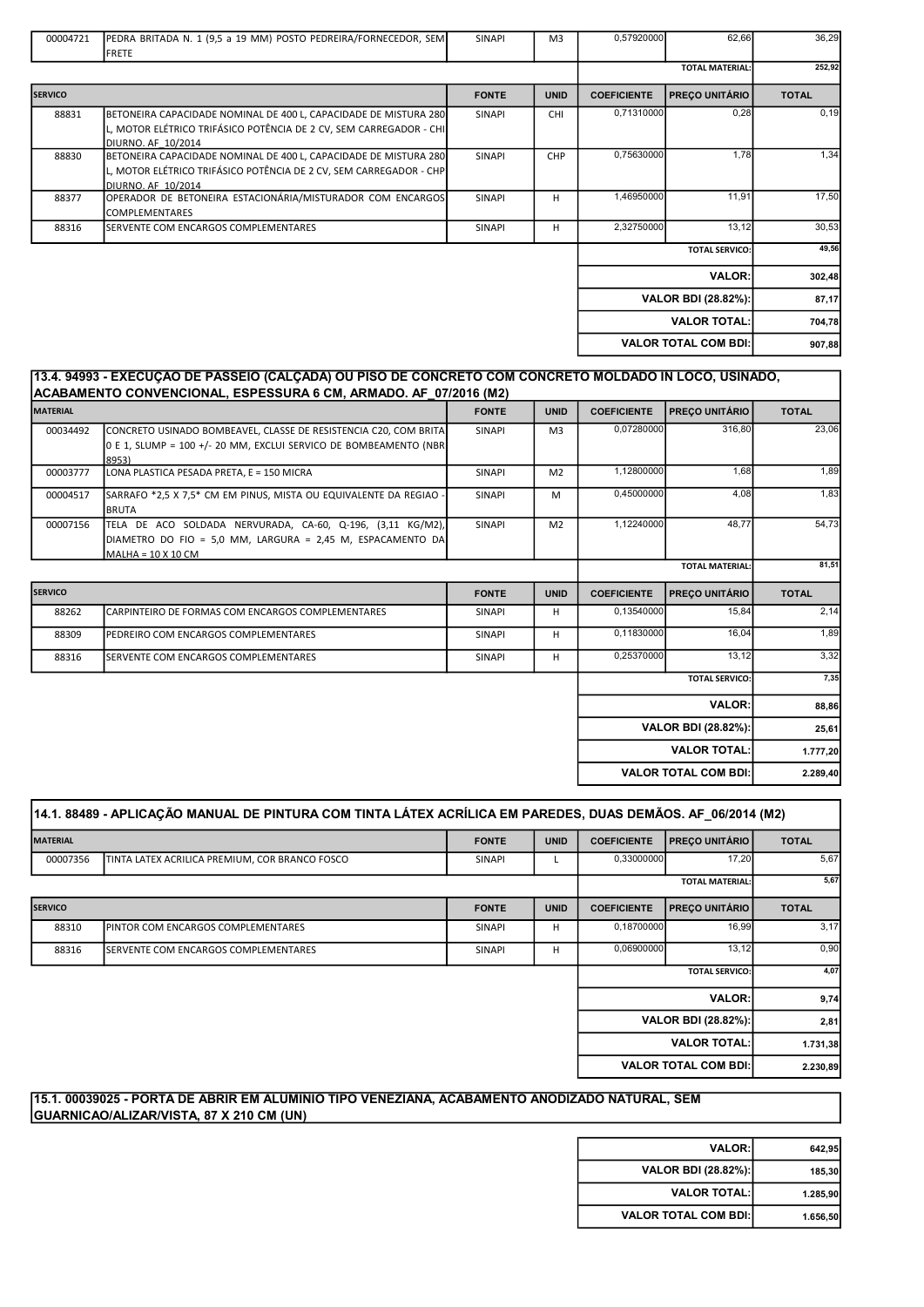| | | FONTE | UNID | COEFICIENTE | PREÇO UNITÁRIO | TOTAL |
|---|---|---|---|---|---|---|
| 00004721 | PEDRA BRITADA N. 1 (9,5 a 19 MM) POSTO PEDREIRA/FORNECEDOR, SEM FRETE | SINAPI | M3 | 0,57920000 | 62,66 | 36,29 |
| | | | | | TOTAL MATERIAL: | 252,92 |

| SERVICO | | FONTE | UNID | COEFICIENTE | PREÇO UNITÁRIO | TOTAL |
|---|---|---|---|---|---|---|
| 88831 | BETONEIRA CAPACIDADE NOMINAL DE 400 L, CAPACIDADE DE MISTURA 280 L, MOTOR ELÉTRICO TRIFÁSICO POTÊNCIA DE 2 CV, SEM CARREGADOR - CHI DIURNO. AF_10/2014 | SINAPI | CHI | 0,71310000 | 0,28 | 0,19 |
| 88830 | BETONEIRA CAPACIDADE NOMINAL DE 400 L, CAPACIDADE DE MISTURA 280 L, MOTOR ELÉTRICO TRIFÁSICO POTÊNCIA DE 2 CV, SEM CARREGADOR - CHP DIURNO. AF_10/2014 | SINAPI | CHP | 0,75630000 | 1,78 | 1,34 |
| 88377 | OPERADOR DE BETONEIRA ESTACIONÁRIA/MISTURADOR COM ENCARGOS COMPLEMENTARES | SINAPI | H | 1,46950000 | 11,91 | 17,50 |
| 88316 | SERVENTE COM ENCARGOS COMPLEMENTARES | SINAPI | H | 2,32750000 | 13,12 | 30,53 |
| | | | | | TOTAL SERVICO: | 49,56 |
| | | | | | VALOR: | 302,48 |
| | | | | | VALOR BDI (28.82%): | 87,17 |
| | | | | | VALOR TOTAL: | 704,78 |
| | | | | | VALOR TOTAL COM BDI: | 907,88 |

## 13.4. 94993 - EXECUÇAO DE PASSEIO (CALÇADA) OU PISO DE CONCRETO COM CONCRETO MOLDADO IN LOCO, USINADO, ACABAMENTO CONVENCIONAL, ESPESSURA 6 CM, ARMADO. AF_07/2016 (M2)

| MATERIAL | | FONTE | UNID | COEFICIENTE | PREÇO UNITÁRIO | TOTAL |
|---|---|---|---|---|---|---|
| 00034492 | CONCRETO USINADO BOMBEAVEL, CLASSE DE RESISTENCIA C20, COM BRITA 0 E 1, SLUMP = 100 +/- 20 MM, EXCLUI SERVICO DE BOMBEAMENTO (NBR 8953) | SINAPI | M3 | 0,07280000 | 316,80 | 23,06 |
| 00003777 | LONA PLASTICA PESADA PRETA, E = 150 MICRA | SINAPI | M2 | 1,12800000 | 1,68 | 1,89 |
| 00004517 | SARRAFO *2,5 X 7,5* CM EM PINUS, MISTA OU EQUIVALENTE DA REGIAO - BRUTA | SINAPI | M | 0,45000000 | 4,08 | 1,83 |
| 00007156 | TELA DE ACO SOLDADA NERVURADA, CA-60, Q-196, (3,11 KG/M2), DIAMETRO DO FIO = 5,0 MM, LARGURA = 2,45 M, ESPACAMENTO DA MALHA = 10 X 10 CM | SINAPI | M2 | 1,12240000 | 48,77 | 54,73 |
| | | | | | TOTAL MATERIAL: | 81,51 |

| SERVICO | | FONTE | UNID | COEFICIENTE | PREÇO UNITÁRIO | TOTAL |
|---|---|---|---|---|---|---|
| 88262 | CARPINTEIRO DE FORMAS COM ENCARGOS COMPLEMENTARES | SINAPI | H | 0,13540000 | 15,84 | 2,14 |
| 88309 | PEDREIRO COM ENCARGOS COMPLEMENTARES | SINAPI | H | 0,11830000 | 16,04 | 1,89 |
| 88316 | SERVENTE COM ENCARGOS COMPLEMENTARES | SINAPI | H | 0,25370000 | 13,12 | 3,32 |
| | | | | | TOTAL SERVICO: | 7,35 |
| | | | | | VALOR: | 88,86 |
| | | | | | VALOR BDI (28.82%): | 25,61 |
| | | | | | VALOR TOTAL: | 1.777,20 |
| | | | | | VALOR TOTAL COM BDI: | 2.289,40 |

## 14.1. 88489 - APLICAÇÃO MANUAL DE PINTURA COM TINTA LÁTEX ACRÍLICA EM PAREDES, DUAS DEMÃOS. AF_06/2014 (M2)

| MATERIAL | | FONTE | UNID | COEFICIENTE | PREÇO UNITÁRIO | TOTAL |
|---|---|---|---|---|---|---|
| 00007356 | TINTA LATEX ACRILICA PREMIUM, COR BRANCO FOSCO | SINAPI | L | 0,33000000 | 17,20 | 5,67 |
| | | | | | TOTAL MATERIAL: | 5,67 |

| SERVICO | | FONTE | UNID | COEFICIENTE | PREÇO UNITÁRIO | TOTAL |
|---|---|---|---|---|---|---|
| 88310 | PINTOR COM ENCARGOS COMPLEMENTARES | SINAPI | H | 0,18700000 | 16,99 | 3,17 |
| 88316 | SERVENTE COM ENCARGOS COMPLEMENTARES | SINAPI | H | 0,06900000 | 13,12 | 0,90 |
| | | | | | TOTAL SERVICO: | 4,07 |
| | | | | | VALOR: | 9,74 |
| | | | | | VALOR BDI (28.82%): | 2,81 |
| | | | | | VALOR TOTAL: | 1.731,38 |
| | | | | | VALOR TOTAL COM BDI: | 2.230,89 |

## 15.1. 00039025 - PORTA DE ABRIR EM ALUMINIO TIPO VENEZIANA, ACABAMENTO ANODIZADO NATURAL, SEM GUARNICAO/ALIZAR/VISTA, 87 X 210 CM (UN)

| | |
|---|---|
| VALOR: | 642,95 |
| VALOR BDI (28.82%): | 185,30 |
| VALOR TOTAL: | 1.285,90 |
| VALOR TOTAL COM BDI: | 1.656,50 |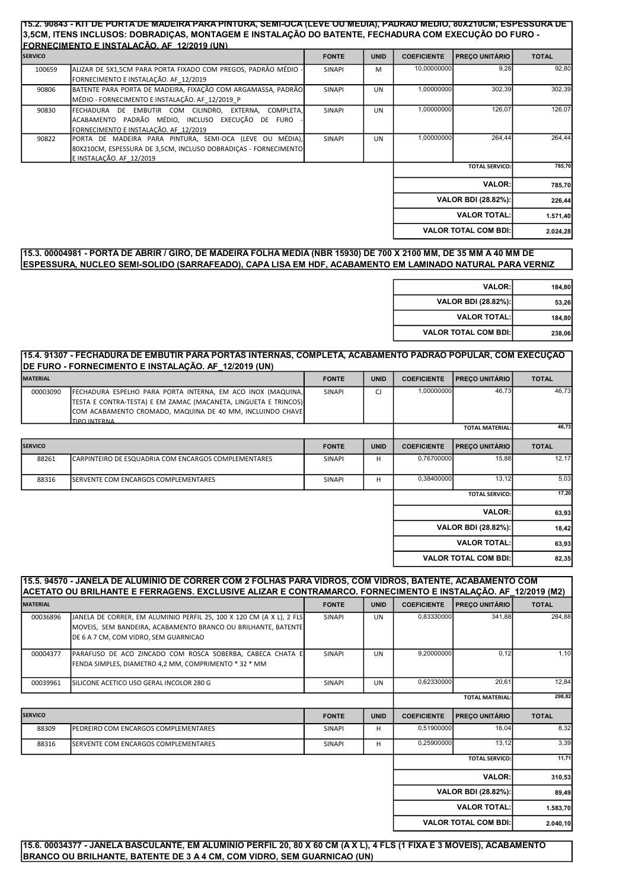**15.2. 90843 - KIT DE PORTA DE MADEIRA PARA PINTURA, SEMI-OCA (LEVE OU MÉDIA), PADRÃO MÉDIO, 80X210CM, ESPESSURA DE 3,5CM, ITENS INCLUSOS: DOBRADIÇAS, MONTAGEM E INSTALAÇÃO DO BATENTE, FECHADURA COM EXECUÇÃO DO FURO - FORNECIMENTO E INSTALAÇÃO. AF_12/2019 (UN)**

| SERVICO | | FONTE | UNID | COEFICIENTE | PREÇO UNITÁRIO | TOTAL |
|---|---|---|---|---|---|---|
| 100659 | ALIZAR DE 5X1,5CM PARA PORTA FIXADO COM PREGOS, PADRÃO MÉDIO - FORNECIMENTO E INSTALAÇÃO. AF_12/2019 | SINAPI | M | 10,00000000 | 9,28 | 92,80 |
| 90806 | BATENTE PARA PORTA DE MADEIRA, FIXAÇÃO COM ARGAMASSA, PADRÃO MÉDIO - FORNECIMENTO E INSTALAÇÃO. AF_12/2019_P | SINAPI | UN | 1,00000000 | 302,39 | 302,39 |
| 90830 | FECHADURA DE EMBUTIR COM CILINDRO, EXTERNA, COMPLETA, ACABAMENTO PADRÃO MÉDIO, INCLUSO EXECUÇÃO DE FURO - FORNECIMENTO E INSTALAÇÃO. AF_12/2019 | SINAPI | UN | 1,00000000 | 126,07 | 126,07 |
| 90822 | PORTA DE MADEIRA PARA PINTURA, SEMI-OCA (LEVE OU MÉDIA), 80X210CM, ESPESSURA DE 3,5CM, INCLUSO DOBRADIÇAS - FORNECIMENTO E INSTALAÇÃO. AF_12/2019 | SINAPI | UN | 1,00000000 | 264,44 | 264,44 |
| | | | | | TOTAL SERVICO: | 785,70 |

| | |
|---|---|
| VALOR: | 785,70 |
| VALOR BDI (28.82%): | 226,44 |
| VALOR TOTAL: | 1.571,40 |
| VALOR TOTAL COM BDI: | 2.024,28 |

**15.3. 00004981 - PORTA DE ABRIR / GIRO, DE MADEIRA FOLHA MEDIA (NBR 15930) DE 700 X 2100 MM, DE 35 MM A 40 MM DE ESPESSURA, NUCLEO SEMI-SOLIDO (SARRAFEADO), CAPA LISA EM HDF, ACABAMENTO EM LAMINADO NATURAL PARA VERNIZ**

| | |
|---|---|
| VALOR: | 184,80 |
| VALOR BDI (28.82%): | 53,26 |
| VALOR TOTAL: | 184,80 |
| VALOR TOTAL COM BDI: | 238,06 |

**15.4. 91307 - FECHADURA DE EMBUTIR PARA PORTAS INTERNAS, COMPLETA, ACABAMENTO PADRÃO POPULAR, COM EXECUÇÃO DE FURO - FORNECIMENTO E INSTALAÇÃO. AF_12/2019 (UN)**

| MATERIAL | | FONTE | UNID | COEFICIENTE | PREÇO UNITÁRIO | TOTAL |
|---|---|---|---|---|---|---|
| 00003090 | FECHADURA ESPELHO PARA PORTA INTERNA, EM ACO INOX (MAQUINA, TESTA E CONTRA-TESTA) E EM ZAMAC (MACANETA, LINGUETA E TRINCOS) COM ACABAMENTO CROMADO, MAQUINA DE 40 MM, INCLUINDO CHAVE TIPO INTERNA | SINAPI | CJ | 1,00000000 | 46,73 | 46,73 |
| | | | | | TOTAL MATERIAL: | 46,73 |

| SERVICO | | FONTE | UNID | COEFICIENTE | PREÇO UNITÁRIO | TOTAL |
|---|---|---|---|---|---|---|
| 88261 | CARPINTEIRO DE ESQUADRIA COM ENCARGOS COMPLEMENTARES | SINAPI | H | 0,76700000 | 15,88 | 12,17 |
| 88316 | SERVENTE COM ENCARGOS COMPLEMENTARES | SINAPI | H | 0,38400000 | 13,12 | 5,03 |
| | | | | | TOTAL SERVICO: | 17,20 |

| | |
|---|---|
| VALOR: | 63,93 |
| VALOR BDI (28.82%): | 18,42 |
| VALOR TOTAL: | 63,93 |
| VALOR TOTAL COM BDI: | 82,35 |

**15.5. 94570 - JANELA DE ALUMINIO DE CORRER COM 2 FOLHAS PARA VIDROS, COM VIDROS, BATENTE, ACABAMENTO COM ACETATO OU BRILHANTE E FERRAGENS. EXCLUSIVE ALIZAR E CONTRAMARCO. FORNECIMENTO E INSTALAÇÃO. AF_12/2019 (M2)**

| MATERIAL | | FONTE | UNID | COEFICIENTE | PREÇO UNITÁRIO | TOTAL |
|---|---|---|---|---|---|---|
| 00036896 | JANELA DE CORRER, EM ALUMINIO PERFIL 25, 100 X 120 CM (A X L), 2 FLS MOVEIS, SEM BANDEIRA, ACABAMENTO BRANCO OU BRILHANTE, BATENTE DE 6 A 7 CM, COM VIDRO, SEM GUARNICAO | SINAPI | UN | 0,83330000 | 341,88 | 284,88 |
| 00004377 | PARAFUSO DE ACO ZINCADO COM ROSCA SOBERBA, CABECA CHATA E FENDA SIMPLES, DIAMETRO 4,2 MM, COMPRIMENTO * 32 * MM | SINAPI | UN | 9,20000000 | 0,12 | 1,10 |
| 00039961 | SILICONE ACETICO USO GERAL INCOLOR 280 G | SINAPI | UN | 0,62330000 | 20,61 | 12,84 |
| | | | | | TOTAL MATERIAL: | 298,82 |

| SERVICO | | FONTE | UNID | COEFICIENTE | PREÇO UNITÁRIO | TOTAL |
|---|---|---|---|---|---|---|
| 88309 | PEDREIRO COM ENCARGOS COMPLEMENTARES | SINAPI | H | 0,51900000 | 16,04 | 8,32 |
| 88316 | SERVENTE COM ENCARGOS COMPLEMENTARES | SINAPI | H | 0,25900000 | 13,12 | 3,39 |
| | | | | | TOTAL SERVICO: | 11,71 |

| | |
|---|---|
| VALOR: | 310,53 |
| VALOR BDI (28.82%): | 89,49 |
| VALOR TOTAL: | 1.583,70 |
| VALOR TOTAL COM BDI: | 2.040,10 |

**15.6. 00034377 - JANELA BASCULANTE, EM ALUMINIO PERFIL 20, 80 X 60 CM (A X L), 4 FLS (1 FIXA E 3 MOVEIS), ACABAMENTO BRANCO OU BRILHANTE, BATENTE DE 3 A 4 CM, COM VIDRO, SEM GUARNICAO (UN)**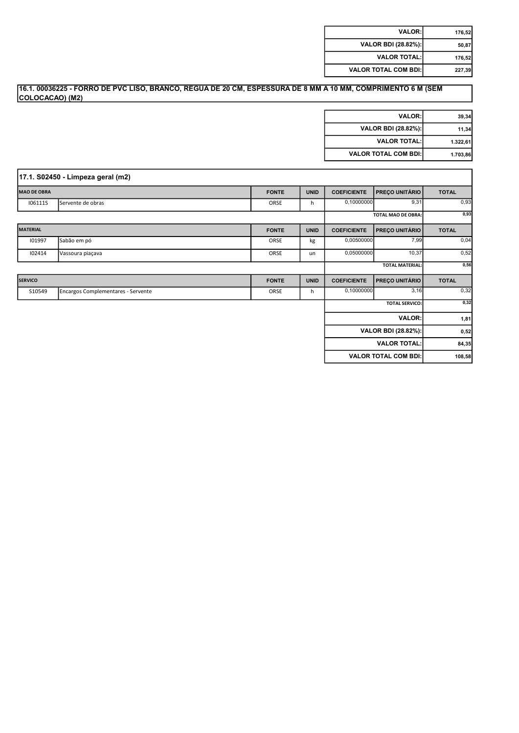| | |
|---|---|
| VALOR: | 176,52 |
| VALOR BDI (28.82%): | 50,87 |
| VALOR TOTAL: | 176,52 |
| VALOR TOTAL COM BDI: | 227,39 |

**16.1. 00036225 - FORRO DE PVC LISO, BRANCO, REGUA DE 20 CM, ESPESSURA DE 8 MM A 10 MM, COMPRIMENTO 6 M (SEM COLOCACAO) (M2)**

| | |
|---|---|
| VALOR: | 39,34 |
| VALOR BDI (28.82%): | 11,34 |
| VALOR TOTAL: | 1.322,61 |
| VALOR TOTAL COM BDI: | 1.703,86 |

**17.1. S02450 - Limpeza geral (m2)**

| MAO DE OBRA | | FONTE | UNID | COEFICIENTE | PREÇO UNITÁRIO | TOTAL |
|---|---|---|---|---|---|---|
| I06111S | Servente de obras | ORSE | h | 0,10000000 | 9,31 | 0,93 |
| | | | | | TOTAL MAO DE OBRA: | 0,93 |
| **MATERIAL** | | **FONTE** | **UNID** | **COEFICIENTE** | **PREÇO UNITÁRIO** | **TOTAL** |
| I01997 | Sabão em pó | ORSE | kg | 0,00500000 | 7,99 | 0,04 |
| I02414 | Vassoura piaçava | ORSE | un | 0,05000000 | 10,37 | 0,52 |
| | | | | | TOTAL MATERIAL: | 0,56 |
| **SERVICO** | | **FONTE** | **UNID** | **COEFICIENTE** | **PREÇO UNITÁRIO** | **TOTAL** |
| S10549 | Encargos Complementares - Servente | ORSE | h | 0,10000000 | 3,16 | 0,32 |
| | | | | | TOTAL SERVICO: | 0,32 |

| | |
|---|---|
| VALOR: | 1,81 |
| VALOR BDI (28.82%): | 0,52 |
| VALOR TOTAL: | 84,35 |
| VALOR TOTAL COM BDI: | 108,58 |